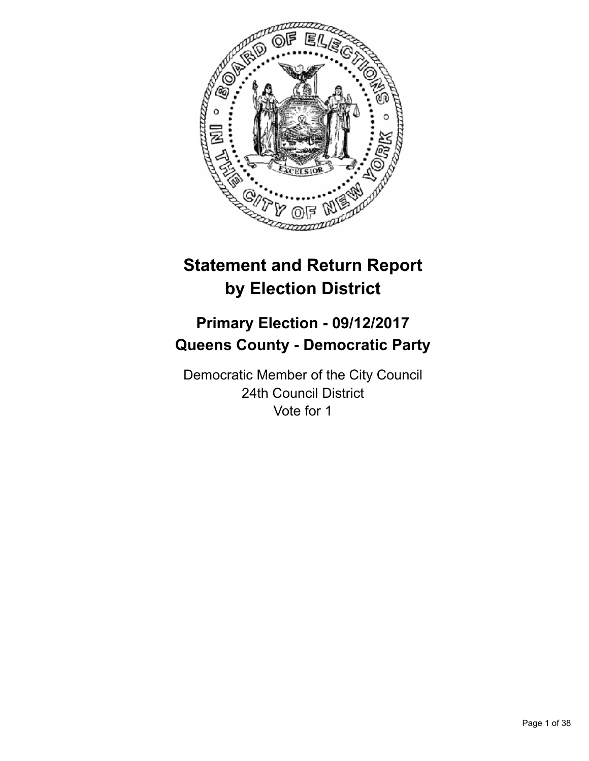# Statement and Return Report by Election District

## Primary Election - 09/12/2017
## Queens County - Democratic Party

Democratic Member of the City Council
24th Council District
Vote for 1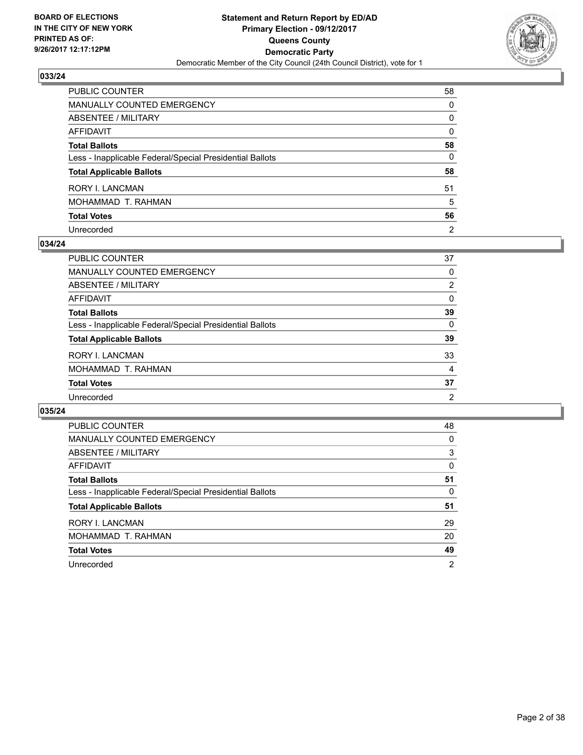**BOARD OF ELECTIONS IN THE CITY OF NEW YORK PRINTED AS OF: 9/26/2017 12:17:12PM**

**Statement and Return Report by ED/AD**
**Primary Election - 09/12/2017**
**Queens County**
**Democratic Party**
Democratic Member of the City Council (24th Council District), vote for 1

### 033/24

| | |
|---|---|
| PUBLIC COUNTER | 58 |
| MANUALLY COUNTED EMERGENCY | 0 |
| ABSENTEE / MILITARY | 0 |
| AFFIDAVIT | 0 |
| **Total Ballots** | **58** |
| Less - Inapplicable Federal/Special Presidential Ballots | 0 |
| **Total Applicable Ballots** | **58** |
| RORY I. LANCMAN | 51 |
| MOHAMMAD T. RAHMAN | 5 |
| **Total Votes** | **56** |
| Unrecorded | 2 |

### 034/24

| | |
|---|---|
| PUBLIC COUNTER | 37 |
| MANUALLY COUNTED EMERGENCY | 0 |
| ABSENTEE / MILITARY | 2 |
| AFFIDAVIT | 0 |
| **Total Ballots** | **39** |
| Less - Inapplicable Federal/Special Presidential Ballots | 0 |
| **Total Applicable Ballots** | **39** |
| RORY I. LANCMAN | 33 |
| MOHAMMAD T. RAHMAN | 4 |
| **Total Votes** | **37** |
| Unrecorded | 2 |

### 035/24

| | |
|---|---|
| PUBLIC COUNTER | 48 |
| MANUALLY COUNTED EMERGENCY | 0 |
| ABSENTEE / MILITARY | 3 |
| AFFIDAVIT | 0 |
| **Total Ballots** | **51** |
| Less - Inapplicable Federal/Special Presidential Ballots | 0 |
| **Total Applicable Ballots** | **51** |
| RORY I. LANCMAN | 29 |
| MOHAMMAD T. RAHMAN | 20 |
| **Total Votes** | **49** |
| Unrecorded | 2 |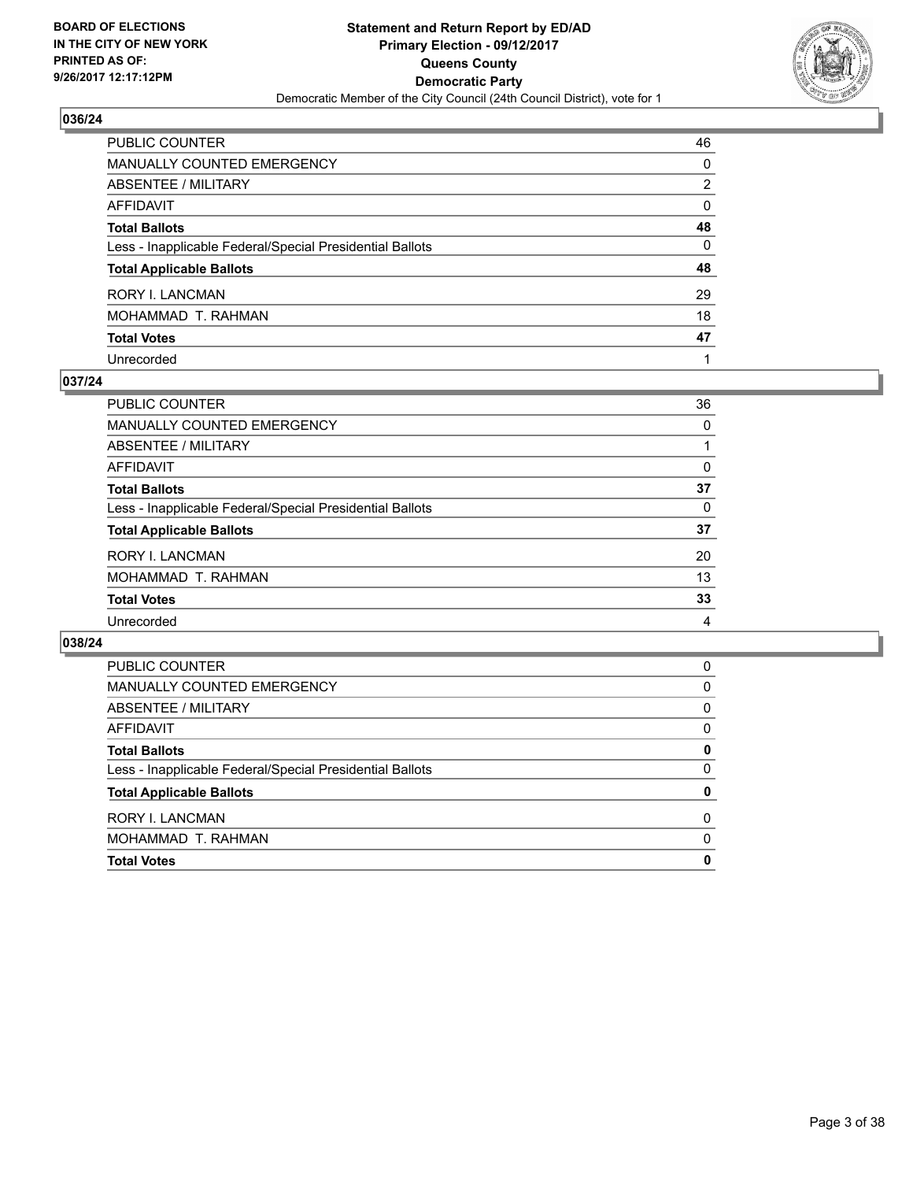**BOARD OF ELECTIONS IN THE CITY OF NEW YORK PRINTED AS OF: 9/26/2017 12:17:12PM**

**Statement and Return Report by ED/AD**
**Primary Election - 09/12/2017**
**Queens County**
**Democratic Party**
Democratic Member of the City Council (24th Council District), vote for 1

## 036/24

| | |
|---|---|
| PUBLIC COUNTER | 46 |
| MANUALLY COUNTED EMERGENCY | 0 |
| ABSENTEE / MILITARY | 2 |
| AFFIDAVIT | 0 |
| **Total Ballots** | **48** |
| Less - Inapplicable Federal/Special Presidential Ballots | 0 |
| **Total Applicable Ballots** | **48** |
| RORY I. LANCMAN | 29 |
| MOHAMMAD T. RAHMAN | 18 |
| **Total Votes** | **47** |
| Unrecorded | 1 |

## 037/24

| | |
|---|---|
| PUBLIC COUNTER | 36 |
| MANUALLY COUNTED EMERGENCY | 0 |
| ABSENTEE / MILITARY | 1 |
| AFFIDAVIT | 0 |
| **Total Ballots** | **37** |
| Less - Inapplicable Federal/Special Presidential Ballots | 0 |
| **Total Applicable Ballots** | **37** |
| RORY I. LANCMAN | 20 |
| MOHAMMAD T. RAHMAN | 13 |
| **Total Votes** | **33** |
| Unrecorded | 4 |

## 038/24

| | |
|---|---|
| PUBLIC COUNTER | 0 |
| MANUALLY COUNTED EMERGENCY | 0 |
| ABSENTEE / MILITARY | 0 |
| AFFIDAVIT | 0 |
| **Total Ballots** | **0** |
| Less - Inapplicable Federal/Special Presidential Ballots | 0 |
| **Total Applicable Ballots** | **0** |
| RORY I. LANCMAN | 0 |
| MOHAMMAD T. RAHMAN | 0 |
| **Total Votes** | **0** |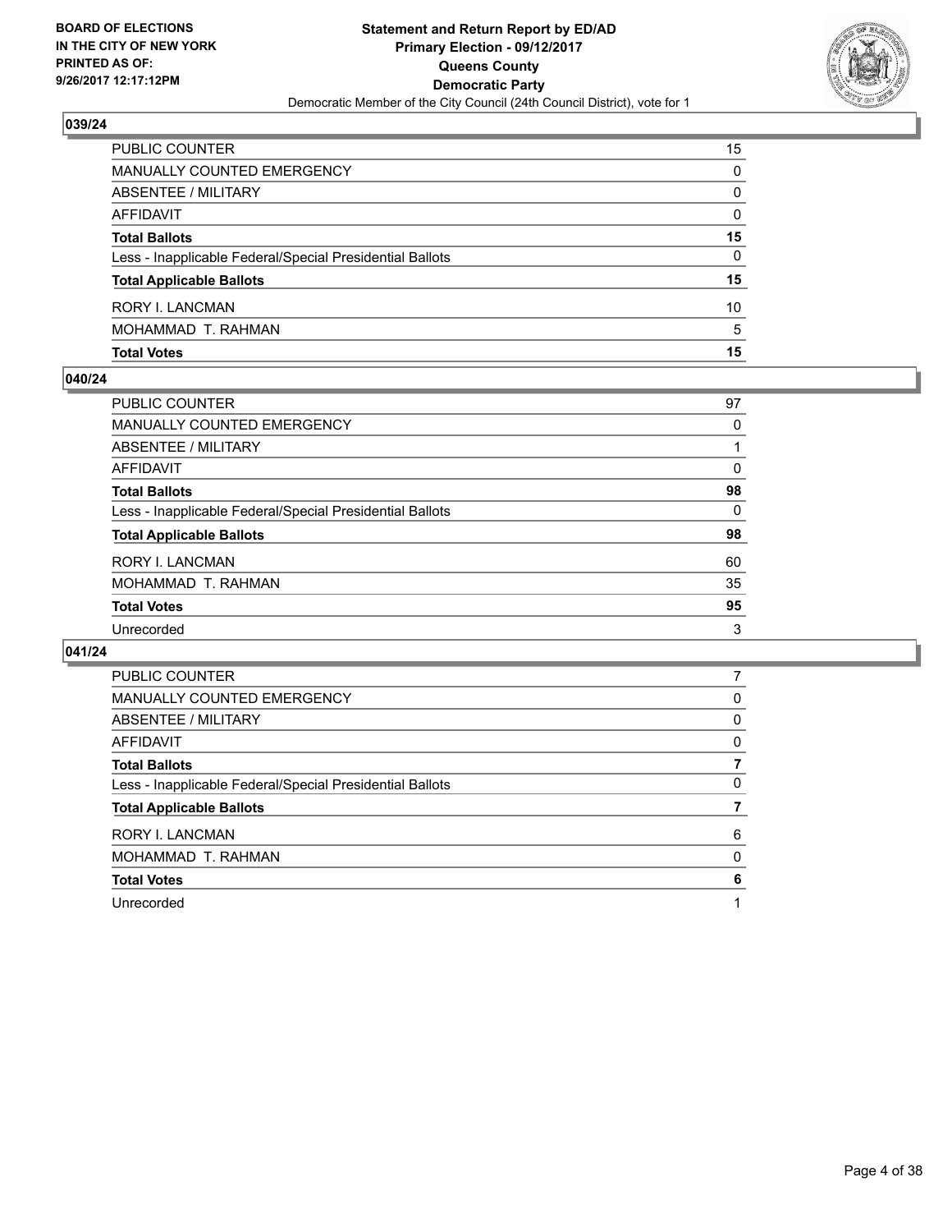BOARD OF ELECTIONS
IN THE CITY OF NEW YORK
PRINTED AS OF:
9/26/2017 12:17:12PM

**Statement and Return Report by ED/AD**
**Primary Election - 09/12/2017**
**Queens County**
**Democratic Party**
Democratic Member of the City Council (24th Council District), vote for 1

### 039/24

| | |
|---|---|
| PUBLIC COUNTER | 15 |
| MANUALLY COUNTED EMERGENCY | 0 |
| ABSENTEE / MILITARY | 0 |
| AFFIDAVIT | 0 |
| **Total Ballots** | **15** |
| Less - Inapplicable Federal/Special Presidential Ballots | 0 |
| **Total Applicable Ballots** | **15** |
| RORY I. LANCMAN | 10 |
| MOHAMMAD T. RAHMAN | 5 |
| **Total Votes** | **15** |

### 040/24

| | |
|---|---|
| PUBLIC COUNTER | 97 |
| MANUALLY COUNTED EMERGENCY | 0 |
| ABSENTEE / MILITARY | 1 |
| AFFIDAVIT | 0 |
| **Total Ballots** | **98** |
| Less - Inapplicable Federal/Special Presidential Ballots | 0 |
| **Total Applicable Ballots** | **98** |
| RORY I. LANCMAN | 60 |
| MOHAMMAD T. RAHMAN | 35 |
| **Total Votes** | **95** |
| Unrecorded | 3 |

### 041/24

| | |
|---|---|
| PUBLIC COUNTER | 7 |
| MANUALLY COUNTED EMERGENCY | 0 |
| ABSENTEE / MILITARY | 0 |
| AFFIDAVIT | 0 |
| **Total Ballots** | **7** |
| Less - Inapplicable Federal/Special Presidential Ballots | 0 |
| **Total Applicable Ballots** | **7** |
| RORY I. LANCMAN | 6 |
| MOHAMMAD T. RAHMAN | 0 |
| **Total Votes** | **6** |
| Unrecorded | 1 |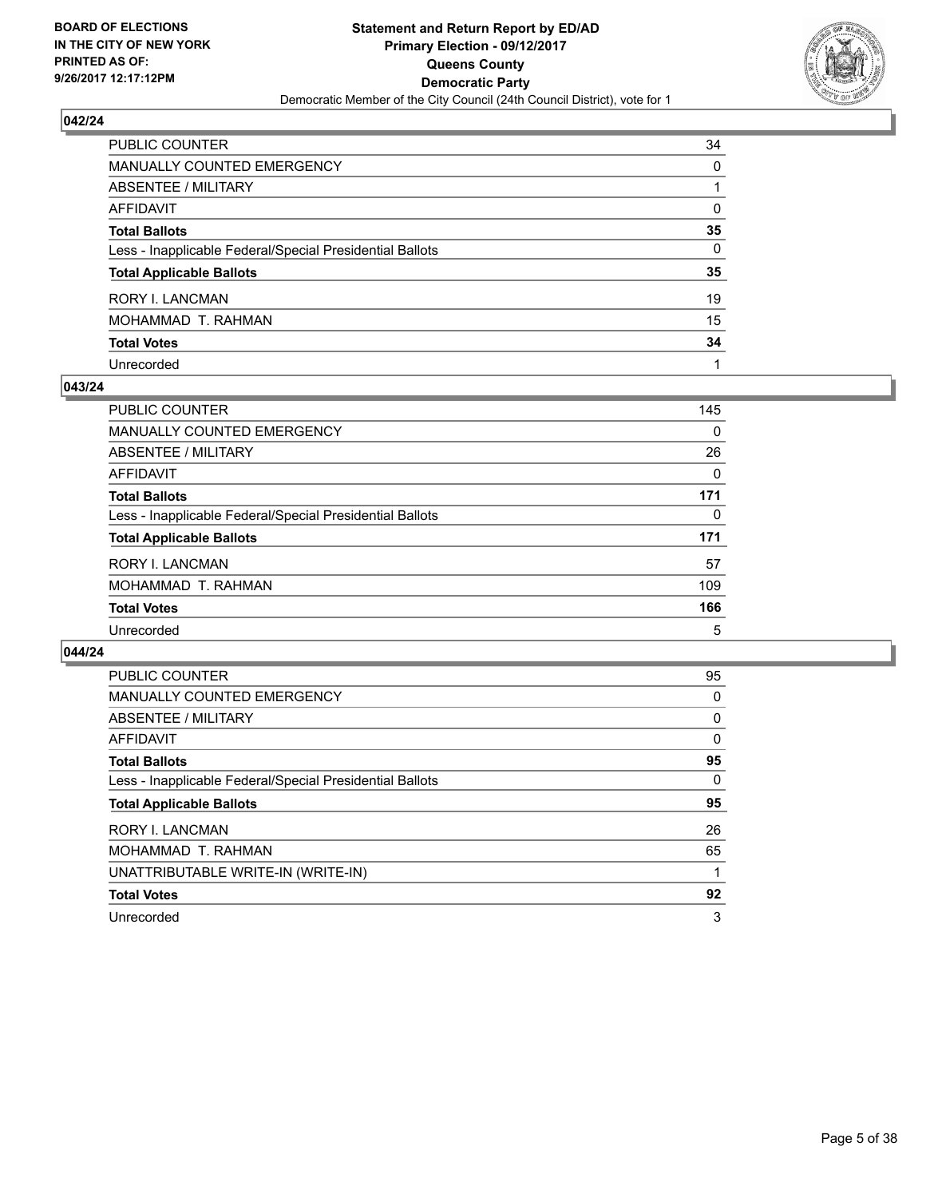**BOARD OF ELECTIONS IN THE CITY OF NEW YORK PRINTED AS OF: 9/26/2017 12:17:12PM**

**Statement and Return Report by ED/AD**
**Primary Election - 09/12/2017**
**Queens County**
**Democratic Party**
Democratic Member of the City Council (24th Council District), vote for 1

### 042/24

| | |
|---|---|
| PUBLIC COUNTER | 34 |
| MANUALLY COUNTED EMERGENCY | 0 |
| ABSENTEE / MILITARY | 1 |
| AFFIDAVIT | 0 |
| **Total Ballots** | **35** |
| Less - Inapplicable Federal/Special Presidential Ballots | 0 |
| **Total Applicable Ballots** | **35** |
| RORY I. LANCMAN | 19 |
| MOHAMMAD T. RAHMAN | 15 |
| **Total Votes** | **34** |
| Unrecorded | 1 |

### 043/24

| | |
|---|---|
| PUBLIC COUNTER | 145 |
| MANUALLY COUNTED EMERGENCY | 0 |
| ABSENTEE / MILITARY | 26 |
| AFFIDAVIT | 0 |
| **Total Ballots** | **171** |
| Less - Inapplicable Federal/Special Presidential Ballots | 0 |
| **Total Applicable Ballots** | **171** |
| RORY I. LANCMAN | 57 |
| MOHAMMAD T. RAHMAN | 109 |
| **Total Votes** | **166** |
| Unrecorded | 5 |

### 044/24

| | |
|---|---|
| PUBLIC COUNTER | 95 |
| MANUALLY COUNTED EMERGENCY | 0 |
| ABSENTEE / MILITARY | 0 |
| AFFIDAVIT | 0 |
| **Total Ballots** | **95** |
| Less - Inapplicable Federal/Special Presidential Ballots | 0 |
| **Total Applicable Ballots** | **95** |
| RORY I. LANCMAN | 26 |
| MOHAMMAD T. RAHMAN | 65 |
| UNATTRIBUTABLE WRITE-IN (WRITE-IN) | 1 |
| **Total Votes** | **92** |
| Unrecorded | 3 |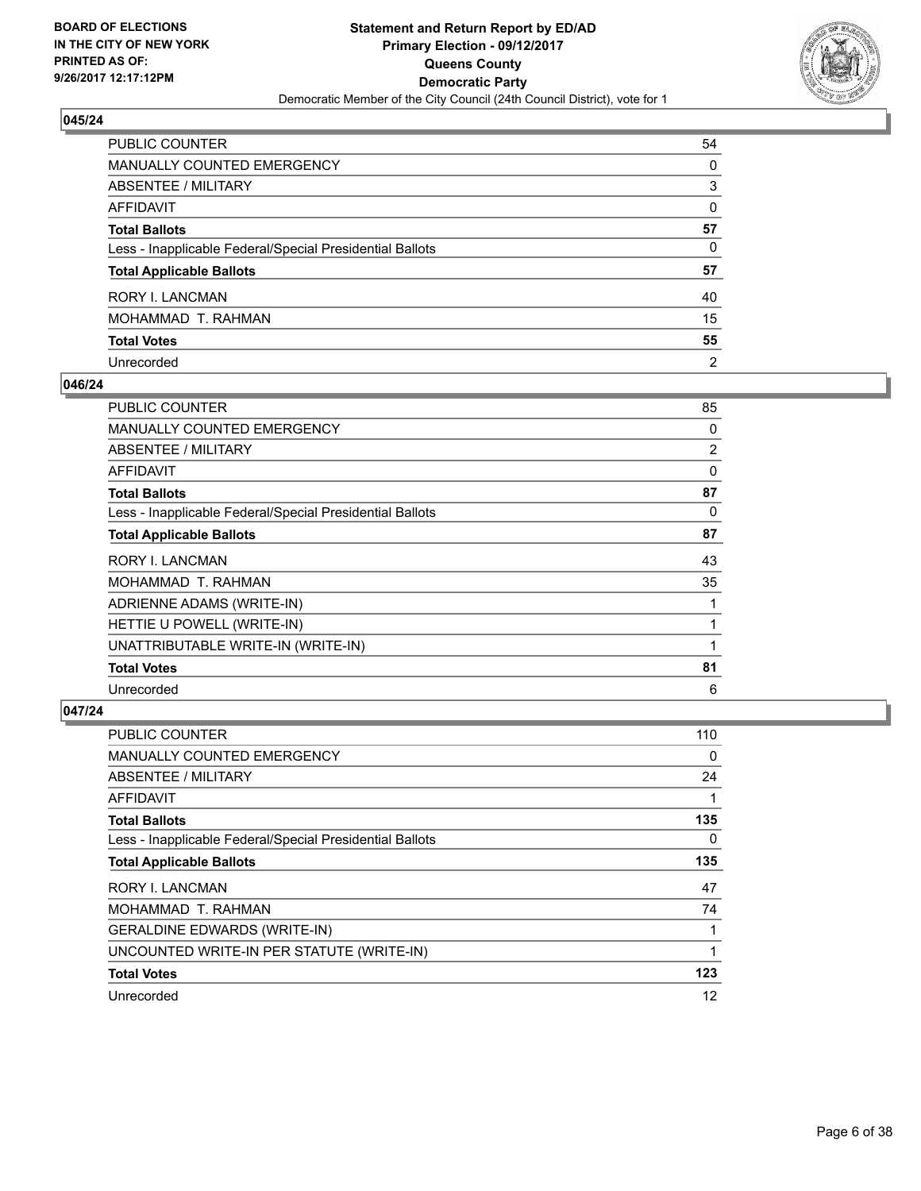**BOARD OF ELECTIONS IN THE CITY OF NEW YORK PRINTED AS OF: 9/26/2017 12:17:12PM**

**Statement and Return Report by ED/AD**
**Primary Election - 09/12/2017**
**Queens County**
**Democratic Party**
Democratic Member of the City Council (24th Council District), vote for 1

### 045/24

| | |
|---|---|
| PUBLIC COUNTER | 54 |
| MANUALLY COUNTED EMERGENCY | 0 |
| ABSENTEE / MILITARY | 3 |
| AFFIDAVIT | 0 |
| **Total Ballots** | **57** |
| Less - Inapplicable Federal/Special Presidential Ballots | 0 |
| **Total Applicable Ballots** | **57** |
| RORY I. LANCMAN | 40 |
| MOHAMMAD T. RAHMAN | 15 |
| **Total Votes** | **55** |
| Unrecorded | 2 |

### 046/24

| | |
|---|---|
| PUBLIC COUNTER | 85 |
| MANUALLY COUNTED EMERGENCY | 0 |
| ABSENTEE / MILITARY | 2 |
| AFFIDAVIT | 0 |
| **Total Ballots** | **87** |
| Less - Inapplicable Federal/Special Presidential Ballots | 0 |
| **Total Applicable Ballots** | **87** |
| RORY I. LANCMAN | 43 |
| MOHAMMAD T. RAHMAN | 35 |
| ADRIENNE ADAMS (WRITE-IN) | 1 |
| HETTIE U POWELL (WRITE-IN) | 1 |
| UNATTRIBUTABLE WRITE-IN (WRITE-IN) | 1 |
| **Total Votes** | **81** |
| Unrecorded | 6 |

### 047/24

| | |
|---|---|
| PUBLIC COUNTER | 110 |
| MANUALLY COUNTED EMERGENCY | 0 |
| ABSENTEE / MILITARY | 24 |
| AFFIDAVIT | 1 |
| **Total Ballots** | **135** |
| Less - Inapplicable Federal/Special Presidential Ballots | 0 |
| **Total Applicable Ballots** | **135** |
| RORY I. LANCMAN | 47 |
| MOHAMMAD T. RAHMAN | 74 |
| GERALDINE EDWARDS (WRITE-IN) | 1 |
| UNCOUNTED WRITE-IN PER STATUTE (WRITE-IN) | 1 |
| **Total Votes** | **123** |
| Unrecorded | 12 |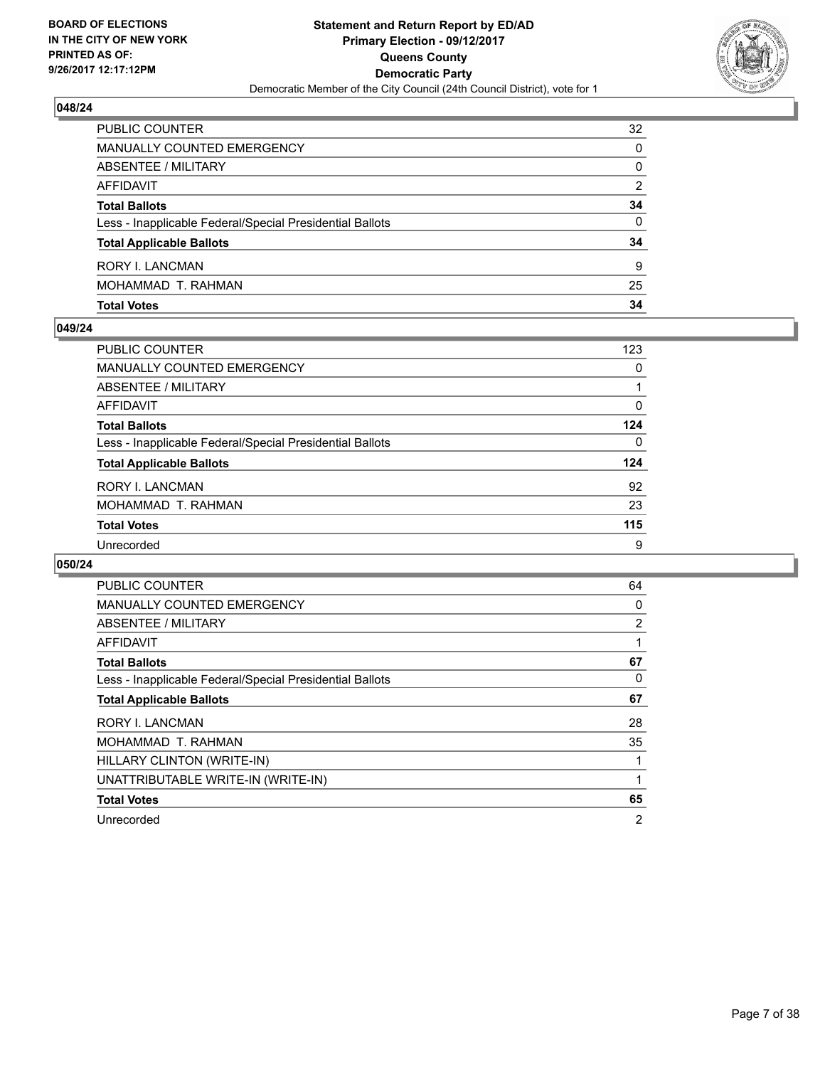**BOARD OF ELECTIONS IN THE CITY OF NEW YORK PRINTED AS OF: 9/26/2017 12:17:12PM**

**Statement and Return Report by ED/AD Primary Election - 09/12/2017 Queens County Democratic Party**

Democratic Member of the City Council (24th Council District), vote for 1

## 048/24

| | |
|---|---|
| PUBLIC COUNTER | 32 |
| MANUALLY COUNTED EMERGENCY | 0 |
| ABSENTEE / MILITARY | 0 |
| AFFIDAVIT | 2 |
| **Total Ballots** | **34** |
| Less - Inapplicable Federal/Special Presidential Ballots | 0 |
| **Total Applicable Ballots** | **34** |
| RORY I. LANCMAN | 9 |
| MOHAMMAD T. RAHMAN | 25 |
| **Total Votes** | **34** |

## 049/24

| | |
|---|---|
| PUBLIC COUNTER | 123 |
| MANUALLY COUNTED EMERGENCY | 0 |
| ABSENTEE / MILITARY | 1 |
| AFFIDAVIT | 0 |
| **Total Ballots** | **124** |
| Less - Inapplicable Federal/Special Presidential Ballots | 0 |
| **Total Applicable Ballots** | **124** |
| RORY I. LANCMAN | 92 |
| MOHAMMAD T. RAHMAN | 23 |
| **Total Votes** | **115** |
| Unrecorded | 9 |

## 050/24

| | |
|---|---|
| PUBLIC COUNTER | 64 |
| MANUALLY COUNTED EMERGENCY | 0 |
| ABSENTEE / MILITARY | 2 |
| AFFIDAVIT | 1 |
| **Total Ballots** | **67** |
| Less - Inapplicable Federal/Special Presidential Ballots | 0 |
| **Total Applicable Ballots** | **67** |
| RORY I. LANCMAN | 28 |
| MOHAMMAD T. RAHMAN | 35 |
| HILLARY CLINTON (WRITE-IN) | 1 |
| UNATTRIBUTABLE WRITE-IN (WRITE-IN) | 1 |
| **Total Votes** | **65** |
| Unrecorded | 2 |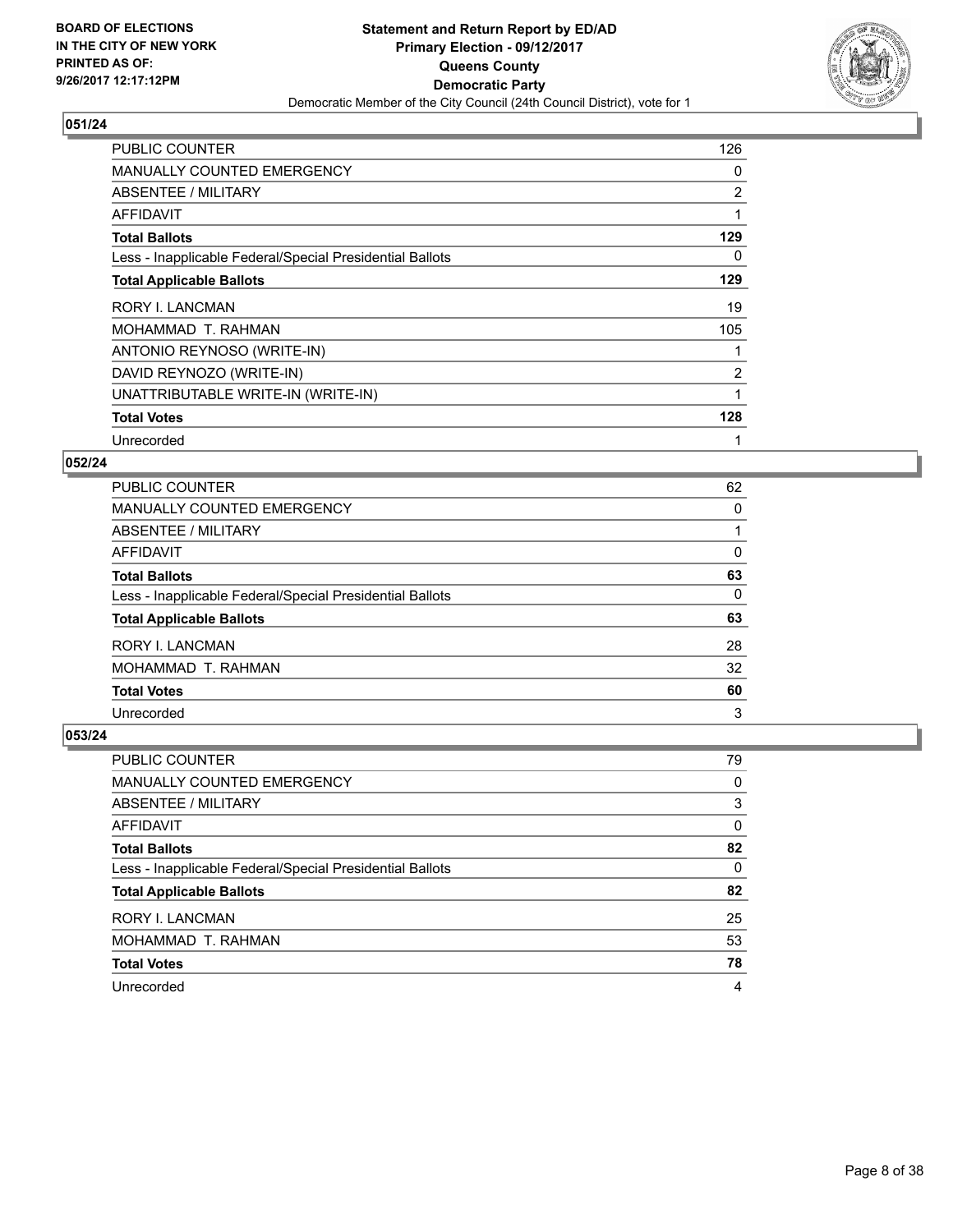**BOARD OF ELECTIONS IN THE CITY OF NEW YORK PRINTED AS OF: 9/26/2017 12:17:12PM**

**Statement and Return Report by ED/AD**
**Primary Election - 09/12/2017**
**Queens County**
**Democratic Party**
Democratic Member of the City Council (24th Council District), vote for 1

## 051/24

| | |
|---|---|
| PUBLIC COUNTER | 126 |
| MANUALLY COUNTED EMERGENCY | 0 |
| ABSENTEE / MILITARY | 2 |
| AFFIDAVIT | 1 |
| **Total Ballots** | **129** |
| Less - Inapplicable Federal/Special Presidential Ballots | 0 |
| **Total Applicable Ballots** | **129** |
| RORY I. LANCMAN | 19 |
| MOHAMMAD T. RAHMAN | 105 |
| ANTONIO REYNOSO (WRITE-IN) | 1 |
| DAVID REYNOZO (WRITE-IN) | 2 |
| UNATTRIBUTABLE WRITE-IN (WRITE-IN) | 1 |
| **Total Votes** | **128** |
| Unrecorded | 1 |

## 052/24

| | |
|---|---|
| PUBLIC COUNTER | 62 |
| MANUALLY COUNTED EMERGENCY | 0 |
| ABSENTEE / MILITARY | 1 |
| AFFIDAVIT | 0 |
| **Total Ballots** | **63** |
| Less - Inapplicable Federal/Special Presidential Ballots | 0 |
| **Total Applicable Ballots** | **63** |
| RORY I. LANCMAN | 28 |
| MOHAMMAD T. RAHMAN | 32 |
| **Total Votes** | **60** |
| Unrecorded | 3 |

## 053/24

| | |
|---|---|
| PUBLIC COUNTER | 79 |
| MANUALLY COUNTED EMERGENCY | 0 |
| ABSENTEE / MILITARY | 3 |
| AFFIDAVIT | 0 |
| **Total Ballots** | **82** |
| Less - Inapplicable Federal/Special Presidential Ballots | 0 |
| **Total Applicable Ballots** | **82** |
| RORY I. LANCMAN | 25 |
| MOHAMMAD T. RAHMAN | 53 |
| **Total Votes** | **78** |
| Unrecorded | 4 |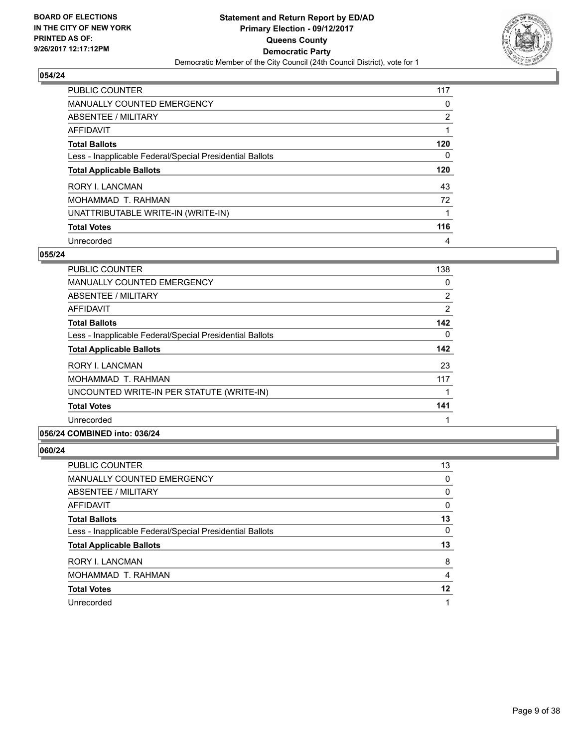**BOARD OF ELECTIONS IN THE CITY OF NEW YORK PRINTED AS OF: 9/26/2017 12:17:12PM**

**Statement and Return Report by ED/AD**
**Primary Election - 09/12/2017**
**Queens County**
**Democratic Party**
Democratic Member of the City Council (24th Council District), vote for 1

### 054/24

| | |
|---|---|
| PUBLIC COUNTER | 117 |
| MANUALLY COUNTED EMERGENCY | 0 |
| ABSENTEE / MILITARY | 2 |
| AFFIDAVIT | 1 |
| **Total Ballots** | **120** |
| Less - Inapplicable Federal/Special Presidential Ballots | 0 |
| **Total Applicable Ballots** | **120** |
| RORY I. LANCMAN | 43 |
| MOHAMMAD T. RAHMAN | 72 |
| UNATTRIBUTABLE WRITE-IN (WRITE-IN) | 1 |
| **Total Votes** | **116** |
| Unrecorded | 4 |

### 055/24

| | |
|---|---|
| PUBLIC COUNTER | 138 |
| MANUALLY COUNTED EMERGENCY | 0 |
| ABSENTEE / MILITARY | 2 |
| AFFIDAVIT | 2 |
| **Total Ballots** | **142** |
| Less - Inapplicable Federal/Special Presidential Ballots | 0 |
| **Total Applicable Ballots** | **142** |
| RORY I. LANCMAN | 23 |
| MOHAMMAD T. RAHMAN | 117 |
| UNCOUNTED WRITE-IN PER STATUTE (WRITE-IN) | 1 |
| **Total Votes** | **141** |
| Unrecorded | 1 |

### 056/24 COMBINED into: 036/24

### 060/24

| | |
|---|---|
| PUBLIC COUNTER | 13 |
| MANUALLY COUNTED EMERGENCY | 0 |
| ABSENTEE / MILITARY | 0 |
| AFFIDAVIT | 0 |
| **Total Ballots** | **13** |
| Less - Inapplicable Federal/Special Presidential Ballots | 0 |
| **Total Applicable Ballots** | **13** |
| RORY I. LANCMAN | 8 |
| MOHAMMAD T. RAHMAN | 4 |
| **Total Votes** | **12** |
| Unrecorded | 1 |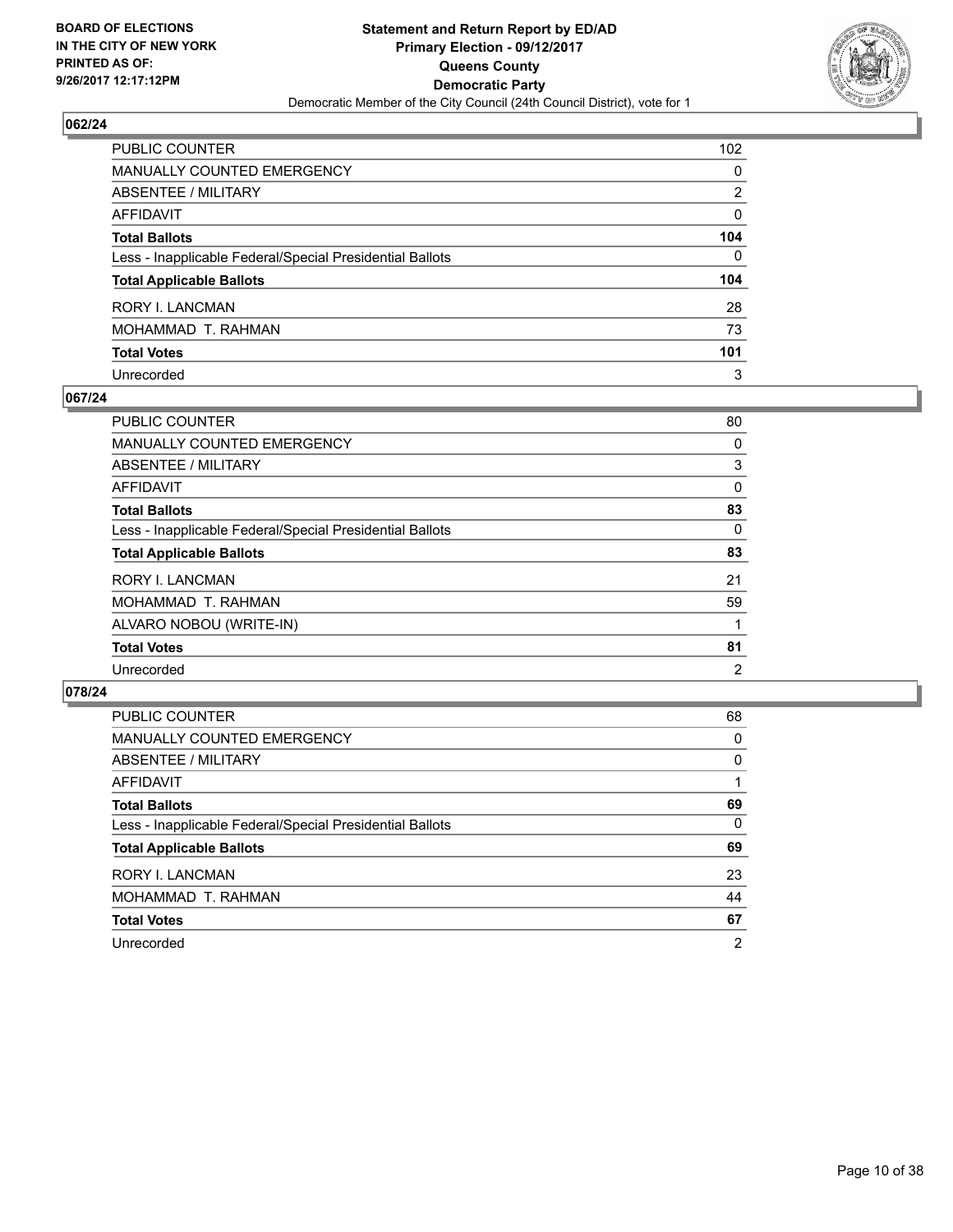**BOARD OF ELECTIONS IN THE CITY OF NEW YORK PRINTED AS OF: 9/26/2017 12:17:12PM**

**Statement and Return Report by ED/AD Primary Election - 09/12/2017 Queens County Democratic Party**

Democratic Member of the City Council (24th Council District), vote for 1

## 062/24

| | |
|---|---|
| PUBLIC COUNTER | 102 |
| MANUALLY COUNTED EMERGENCY | 0 |
| ABSENTEE / MILITARY | 2 |
| AFFIDAVIT | 0 |
| **Total Ballots** | **104** |
| Less - Inapplicable Federal/Special Presidential Ballots | 0 |
| **Total Applicable Ballots** | **104** |
| RORY I. LANCMAN | 28 |
| MOHAMMAD T. RAHMAN | 73 |
| **Total Votes** | **101** |
| Unrecorded | 3 |

## 067/24

| | |
|---|---|
| PUBLIC COUNTER | 80 |
| MANUALLY COUNTED EMERGENCY | 0 |
| ABSENTEE / MILITARY | 3 |
| AFFIDAVIT | 0 |
| **Total Ballots** | **83** |
| Less - Inapplicable Federal/Special Presidential Ballots | 0 |
| **Total Applicable Ballots** | **83** |
| RORY I. LANCMAN | 21 |
| MOHAMMAD T. RAHMAN | 59 |
| ALVARO NOBOU (WRITE-IN) | 1 |
| **Total Votes** | **81** |
| Unrecorded | 2 |

## 078/24

| | |
|---|---|
| PUBLIC COUNTER | 68 |
| MANUALLY COUNTED EMERGENCY | 0 |
| ABSENTEE / MILITARY | 0 |
| AFFIDAVIT | 1 |
| **Total Ballots** | **69** |
| Less - Inapplicable Federal/Special Presidential Ballots | 0 |
| **Total Applicable Ballots** | **69** |
| RORY I. LANCMAN | 23 |
| MOHAMMAD T. RAHMAN | 44 |
| **Total Votes** | **67** |
| Unrecorded | 2 |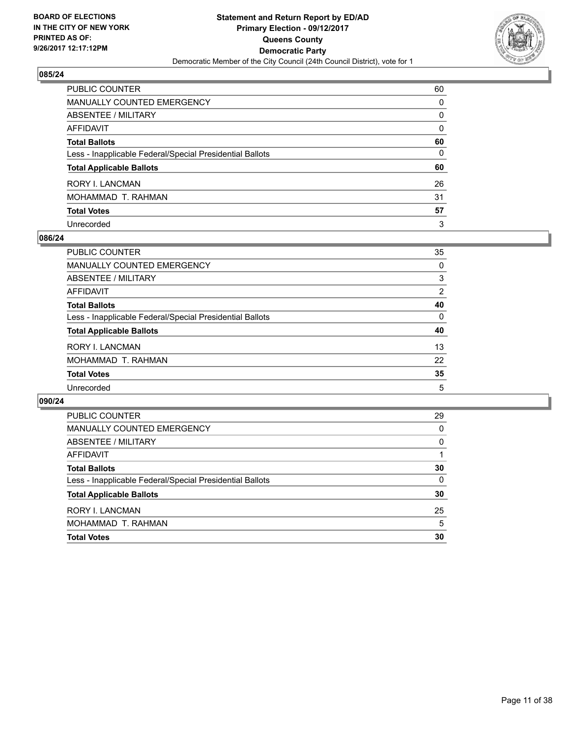## 085/24

| | |
|---|---|
| PUBLIC COUNTER | 60 |
| MANUALLY COUNTED EMERGENCY | 0 |
| ABSENTEE / MILITARY | 0 |
| AFFIDAVIT | 0 |
| **Total Ballots** | **60** |
| Less - Inapplicable Federal/Special Presidential Ballots | 0 |
| **Total Applicable Ballots** | **60** |
| RORY I. LANCMAN | 26 |
| MOHAMMAD T. RAHMAN | 31 |
| **Total Votes** | **57** |
| Unrecorded | 3 |

## 086/24

| | |
|---|---|
| PUBLIC COUNTER | 35 |
| MANUALLY COUNTED EMERGENCY | 0 |
| ABSENTEE / MILITARY | 3 |
| AFFIDAVIT | 2 |
| **Total Ballots** | **40** |
| Less - Inapplicable Federal/Special Presidential Ballots | 0 |
| **Total Applicable Ballots** | **40** |
| RORY I. LANCMAN | 13 |
| MOHAMMAD T. RAHMAN | 22 |
| **Total Votes** | **35** |
| Unrecorded | 5 |

## 090/24

| | |
|---|---|
| PUBLIC COUNTER | 29 |
| MANUALLY COUNTED EMERGENCY | 0 |
| ABSENTEE / MILITARY | 0 |
| AFFIDAVIT | 1 |
| **Total Ballots** | **30** |
| Less - Inapplicable Federal/Special Presidential Ballots | 0 |
| **Total Applicable Ballots** | **30** |
| RORY I. LANCMAN | 25 |
| MOHAMMAD T. RAHMAN | 5 |
| **Total Votes** | **30** |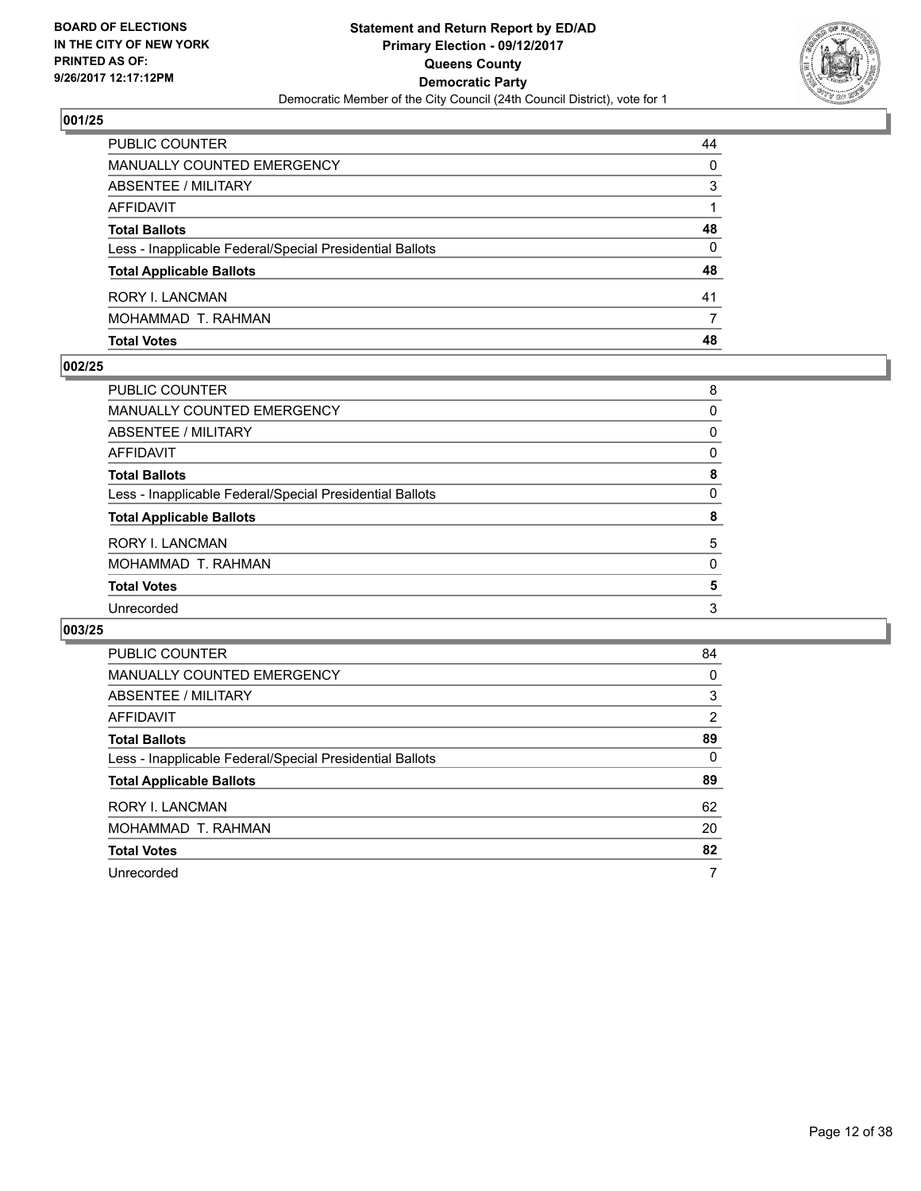BOARD OF ELECTIONS
IN THE CITY OF NEW YORK
PRINTED AS OF:
9/26/2017 12:17:12PM

**Statement and Return Report by ED/AD**
**Primary Election - 09/12/2017**
**Queens County**
**Democratic Party**
Democratic Member of the City Council (24th Council District), vote for 1

### 001/25

| | |
|---|---|
| PUBLIC COUNTER | 44 |
| MANUALLY COUNTED EMERGENCY | 0 |
| ABSENTEE / MILITARY | 3 |
| AFFIDAVIT | 1 |
| **Total Ballots** | **48** |
| Less - Inapplicable Federal/Special Presidential Ballots | 0 |
| **Total Applicable Ballots** | **48** |
| RORY I. LANCMAN | 41 |
| MOHAMMAD T. RAHMAN | 7 |
| **Total Votes** | **48** |

### 002/25

| | |
|---|---|
| PUBLIC COUNTER | 8 |
| MANUALLY COUNTED EMERGENCY | 0 |
| ABSENTEE / MILITARY | 0 |
| AFFIDAVIT | 0 |
| **Total Ballots** | **8** |
| Less - Inapplicable Federal/Special Presidential Ballots | 0 |
| **Total Applicable Ballots** | **8** |
| RORY I. LANCMAN | 5 |
| MOHAMMAD T. RAHMAN | 0 |
| **Total Votes** | **5** |
| Unrecorded | 3 |

### 003/25

| | |
|---|---|
| PUBLIC COUNTER | 84 |
| MANUALLY COUNTED EMERGENCY | 0 |
| ABSENTEE / MILITARY | 3 |
| AFFIDAVIT | 2 |
| **Total Ballots** | **89** |
| Less - Inapplicable Federal/Special Presidential Ballots | 0 |
| **Total Applicable Ballots** | **89** |
| RORY I. LANCMAN | 62 |
| MOHAMMAD T. RAHMAN | 20 |
| **Total Votes** | **82** |
| Unrecorded | 7 |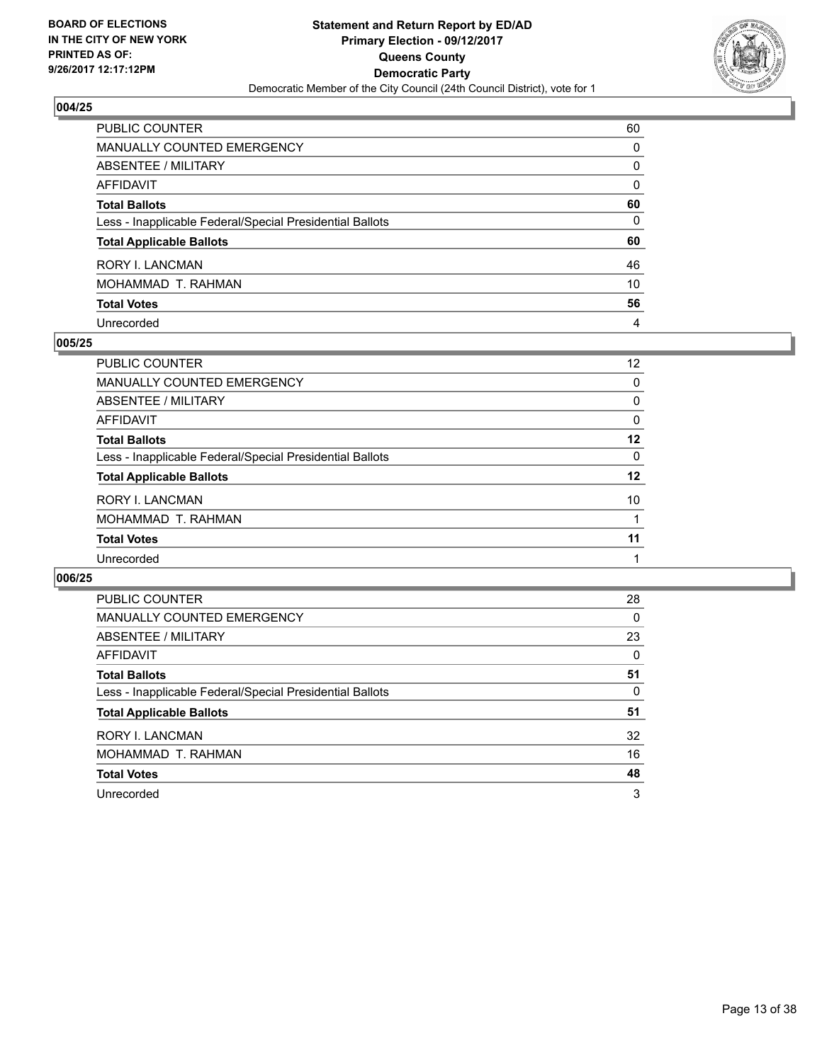**BOARD OF ELECTIONS IN THE CITY OF NEW YORK PRINTED AS OF: 9/26/2017 12:17:12PM**

**Statement and Return Report by ED/AD**
**Primary Election - 09/12/2017**
**Queens County**
**Democratic Party**
Democratic Member of the City Council (24th Council District), vote for 1

## 004/25

| | |
|---|---|
| PUBLIC COUNTER | 60 |
| MANUALLY COUNTED EMERGENCY | 0 |
| ABSENTEE / MILITARY | 0 |
| AFFIDAVIT | 0 |
| **Total Ballots** | **60** |
| Less - Inapplicable Federal/Special Presidential Ballots | 0 |
| **Total Applicable Ballots** | **60** |
| RORY I. LANCMAN | 46 |
| MOHAMMAD T. RAHMAN | 10 |
| **Total Votes** | **56** |
| Unrecorded | 4 |

## 005/25

| | |
|---|---|
| PUBLIC COUNTER | 12 |
| MANUALLY COUNTED EMERGENCY | 0 |
| ABSENTEE / MILITARY | 0 |
| AFFIDAVIT | 0 |
| **Total Ballots** | **12** |
| Less - Inapplicable Federal/Special Presidential Ballots | 0 |
| **Total Applicable Ballots** | **12** |
| RORY I. LANCMAN | 10 |
| MOHAMMAD T. RAHMAN | 1 |
| **Total Votes** | **11** |
| Unrecorded | 1 |

## 006/25

| | |
|---|---|
| PUBLIC COUNTER | 28 |
| MANUALLY COUNTED EMERGENCY | 0 |
| ABSENTEE / MILITARY | 23 |
| AFFIDAVIT | 0 |
| **Total Ballots** | **51** |
| Less - Inapplicable Federal/Special Presidential Ballots | 0 |
| **Total Applicable Ballots** | **51** |
| RORY I. LANCMAN | 32 |
| MOHAMMAD T. RAHMAN | 16 |
| **Total Votes** | **48** |
| Unrecorded | 3 |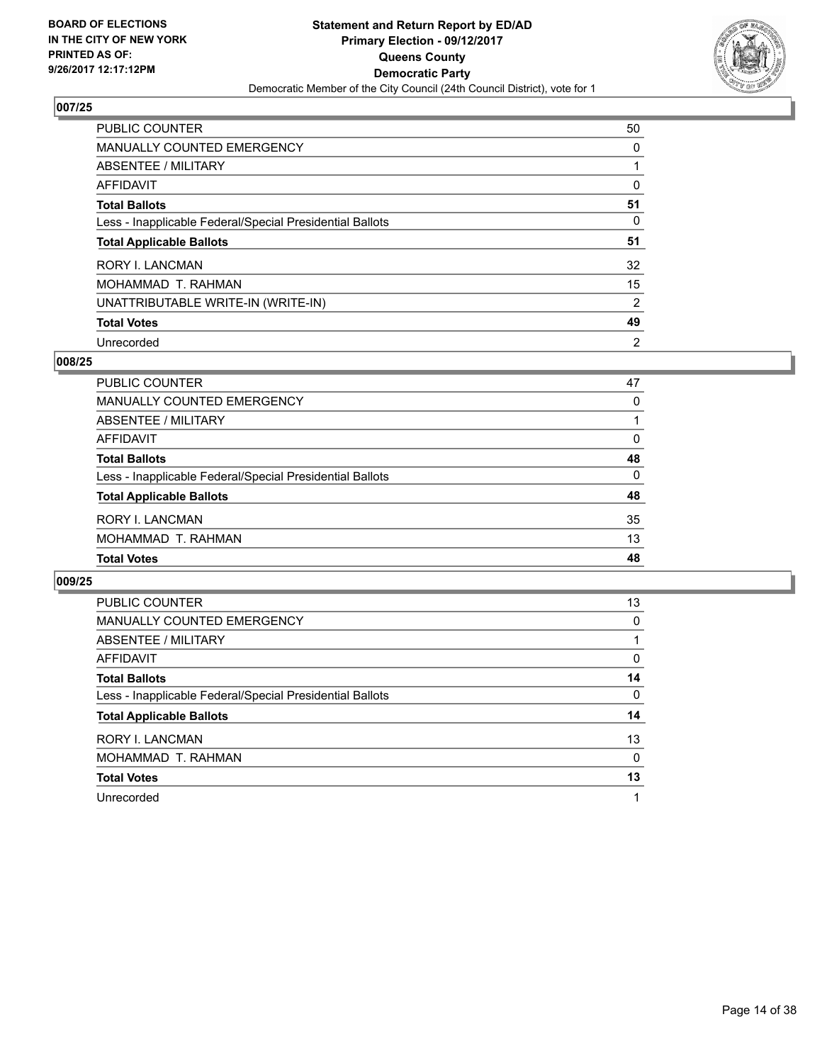BOARD OF ELECTIONS
IN THE CITY OF NEW YORK
PRINTED AS OF:
9/26/2017 12:17:12PM

**Statement and Return Report by ED/AD**
**Primary Election - 09/12/2017**
**Queens County**
**Democratic Party**
Democratic Member of the City Council (24th Council District), vote for 1

## 007/25

| | |
|---|---|
| PUBLIC COUNTER | 50 |
| MANUALLY COUNTED EMERGENCY | 0 |
| ABSENTEE / MILITARY | 1 |
| AFFIDAVIT | 0 |
| **Total Ballots** | **51** |
| Less - Inapplicable Federal/Special Presidential Ballots | 0 |
| **Total Applicable Ballots** | **51** |
| RORY I. LANCMAN | 32 |
| MOHAMMAD T. RAHMAN | 15 |
| UNATTRIBUTABLE WRITE-IN (WRITE-IN) | 2 |
| **Total Votes** | **49** |
| Unrecorded | 2 |

## 008/25

| | |
|---|---|
| PUBLIC COUNTER | 47 |
| MANUALLY COUNTED EMERGENCY | 0 |
| ABSENTEE / MILITARY | 1 |
| AFFIDAVIT | 0 |
| **Total Ballots** | **48** |
| Less - Inapplicable Federal/Special Presidential Ballots | 0 |
| **Total Applicable Ballots** | **48** |
| RORY I. LANCMAN | 35 |
| MOHAMMAD T. RAHMAN | 13 |
| **Total Votes** | **48** |

## 009/25

| | |
|---|---|
| PUBLIC COUNTER | 13 |
| MANUALLY COUNTED EMERGENCY | 0 |
| ABSENTEE / MILITARY | 1 |
| AFFIDAVIT | 0 |
| **Total Ballots** | **14** |
| Less - Inapplicable Federal/Special Presidential Ballots | 0 |
| **Total Applicable Ballots** | **14** |
| RORY I. LANCMAN | 13 |
| MOHAMMAD T. RAHMAN | 0 |
| **Total Votes** | **13** |
| Unrecorded | 1 |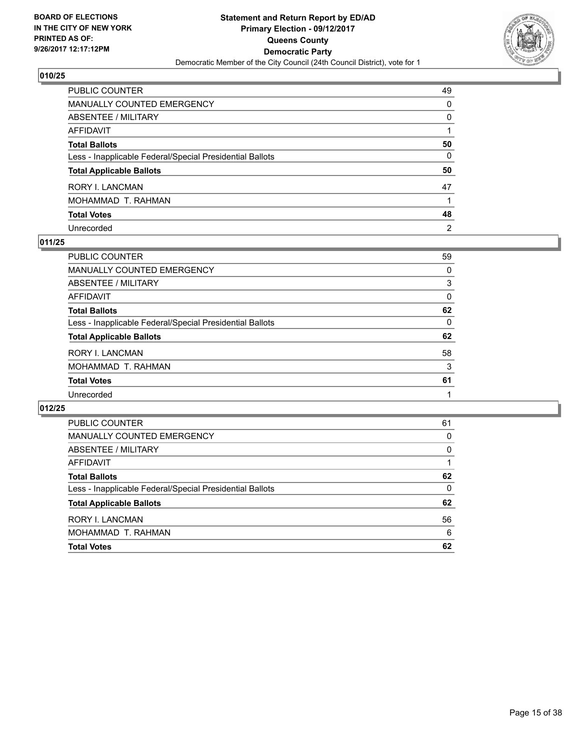BOARD OF ELECTIONS
IN THE CITY OF NEW YORK
PRINTED AS OF:
9/26/2017 12:17:12PM

**Statement and Return Report by ED/AD**
**Primary Election - 09/12/2017**
**Queens County**
**Democratic Party**
Democratic Member of the City Council (24th Council District), vote for 1

## 010/25

| | |
|---|---|
| PUBLIC COUNTER | 49 |
| MANUALLY COUNTED EMERGENCY | 0 |
| ABSENTEE / MILITARY | 0 |
| AFFIDAVIT | 1 |
| **Total Ballots** | **50** |
| Less - Inapplicable Federal/Special Presidential Ballots | 0 |
| **Total Applicable Ballots** | **50** |
| RORY I. LANCMAN | 47 |
| MOHAMMAD T. RAHMAN | 1 |
| **Total Votes** | **48** |
| Unrecorded | 2 |

## 011/25

| | |
|---|---|
| PUBLIC COUNTER | 59 |
| MANUALLY COUNTED EMERGENCY | 0 |
| ABSENTEE / MILITARY | 3 |
| AFFIDAVIT | 0 |
| **Total Ballots** | **62** |
| Less - Inapplicable Federal/Special Presidential Ballots | 0 |
| **Total Applicable Ballots** | **62** |
| RORY I. LANCMAN | 58 |
| MOHAMMAD T. RAHMAN | 3 |
| **Total Votes** | **61** |
| Unrecorded | 1 |

## 012/25

| | |
|---|---|
| PUBLIC COUNTER | 61 |
| MANUALLY COUNTED EMERGENCY | 0 |
| ABSENTEE / MILITARY | 0 |
| AFFIDAVIT | 1 |
| **Total Ballots** | **62** |
| Less - Inapplicable Federal/Special Presidential Ballots | 0 |
| **Total Applicable Ballots** | **62** |
| RORY I. LANCMAN | 56 |
| MOHAMMAD T. RAHMAN | 6 |
| **Total Votes** | **62** |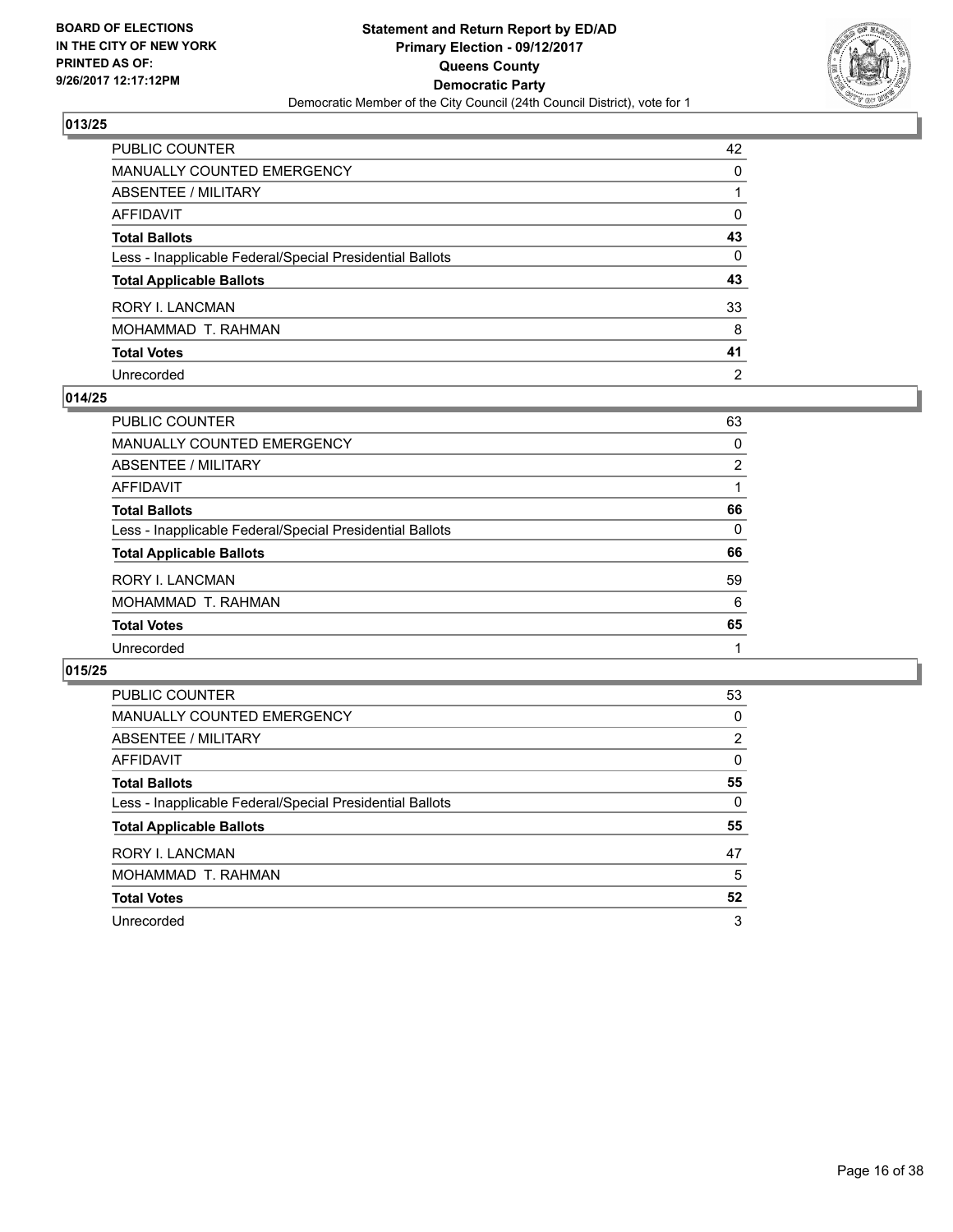BOARD OF ELECTIONS
IN THE CITY OF NEW YORK
PRINTED AS OF:
9/26/2017 12:17:12PM

**Statement and Return Report by ED/AD**
**Primary Election - 09/12/2017**
**Queens County**
**Democratic Party**
Democratic Member of the City Council (24th Council District), vote for 1

## 013/25

| | |
|---|---|
| PUBLIC COUNTER | 42 |
| MANUALLY COUNTED EMERGENCY | 0 |
| ABSENTEE / MILITARY | 1 |
| AFFIDAVIT | 0 |
| **Total Ballots** | **43** |
| Less - Inapplicable Federal/Special Presidential Ballots | 0 |
| **Total Applicable Ballots** | **43** |
| RORY I. LANCMAN | 33 |
| MOHAMMAD T. RAHMAN | 8 |
| **Total Votes** | **41** |
| Unrecorded | 2 |

## 014/25

| | |
|---|---|
| PUBLIC COUNTER | 63 |
| MANUALLY COUNTED EMERGENCY | 0 |
| ABSENTEE / MILITARY | 2 |
| AFFIDAVIT | 1 |
| **Total Ballots** | **66** |
| Less - Inapplicable Federal/Special Presidential Ballots | 0 |
| **Total Applicable Ballots** | **66** |
| RORY I. LANCMAN | 59 |
| MOHAMMAD T. RAHMAN | 6 |
| **Total Votes** | **65** |
| Unrecorded | 1 |

## 015/25

| | |
|---|---|
| PUBLIC COUNTER | 53 |
| MANUALLY COUNTED EMERGENCY | 0 |
| ABSENTEE / MILITARY | 2 |
| AFFIDAVIT | 0 |
| **Total Ballots** | **55** |
| Less - Inapplicable Federal/Special Presidential Ballots | 0 |
| **Total Applicable Ballots** | **55** |
| RORY I. LANCMAN | 47 |
| MOHAMMAD T. RAHMAN | 5 |
| **Total Votes** | **52** |
| Unrecorded | 3 |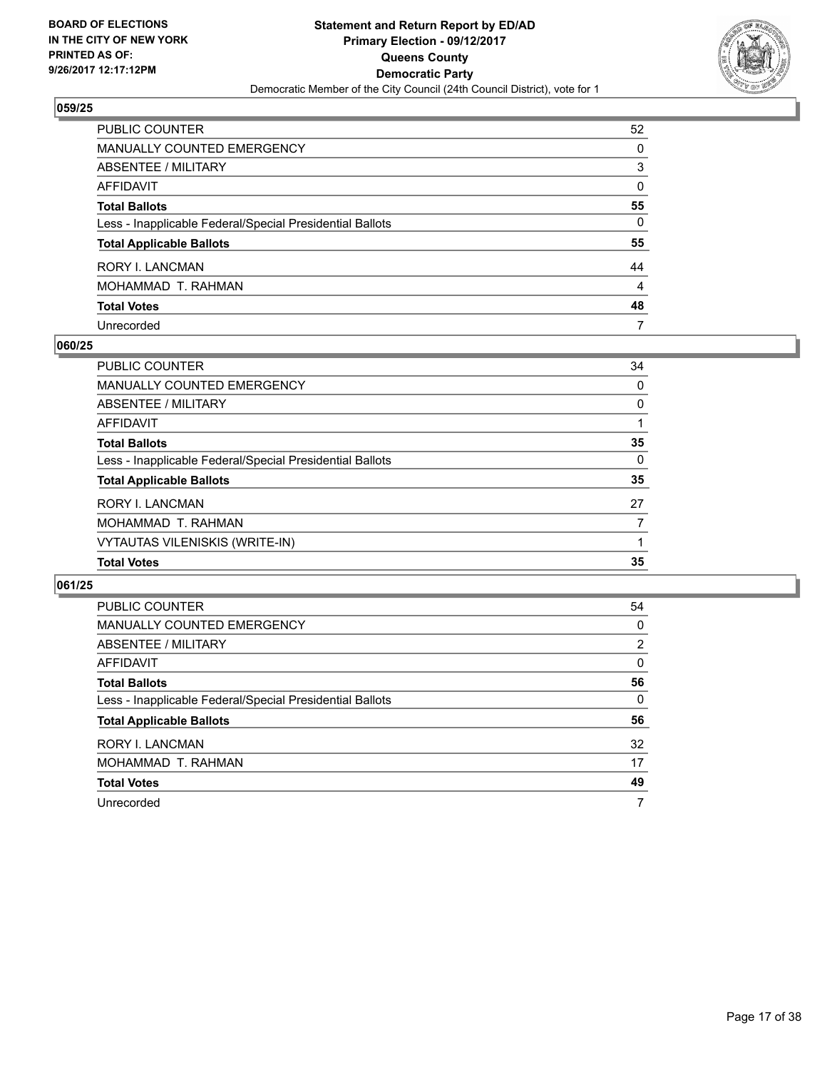**BOARD OF ELECTIONS IN THE CITY OF NEW YORK PRINTED AS OF: 9/26/2017 12:17:12PM**

**Statement and Return Report by ED/AD Primary Election - 09/12/2017 Queens County Democratic Party**

Democratic Member of the City Council (24th Council District), vote for 1

### 059/25

| | |
|---|---|
| PUBLIC COUNTER | 52 |
| MANUALLY COUNTED EMERGENCY | 0 |
| ABSENTEE / MILITARY | 3 |
| AFFIDAVIT | 0 |
| **Total Ballots** | **55** |
| Less - Inapplicable Federal/Special Presidential Ballots | 0 |
| **Total Applicable Ballots** | **55** |
| RORY I. LANCMAN | 44 |
| MOHAMMAD T. RAHMAN | 4 |
| **Total Votes** | **48** |
| Unrecorded | 7 |

### 060/25

| | |
|---|---|
| PUBLIC COUNTER | 34 |
| MANUALLY COUNTED EMERGENCY | 0 |
| ABSENTEE / MILITARY | 0 |
| AFFIDAVIT | 1 |
| **Total Ballots** | **35** |
| Less - Inapplicable Federal/Special Presidential Ballots | 0 |
| **Total Applicable Ballots** | **35** |
| RORY I. LANCMAN | 27 |
| MOHAMMAD T. RAHMAN | 7 |
| VYTAUTAS VILENISKIS (WRITE-IN) | 1 |
| **Total Votes** | **35** |

### 061/25

| | |
|---|---|
| PUBLIC COUNTER | 54 |
| MANUALLY COUNTED EMERGENCY | 0 |
| ABSENTEE / MILITARY | 2 |
| AFFIDAVIT | 0 |
| **Total Ballots** | **56** |
| Less - Inapplicable Federal/Special Presidential Ballots | 0 |
| **Total Applicable Ballots** | **56** |
| RORY I. LANCMAN | 32 |
| MOHAMMAD T. RAHMAN | 17 |
| **Total Votes** | **49** |
| Unrecorded | 7 |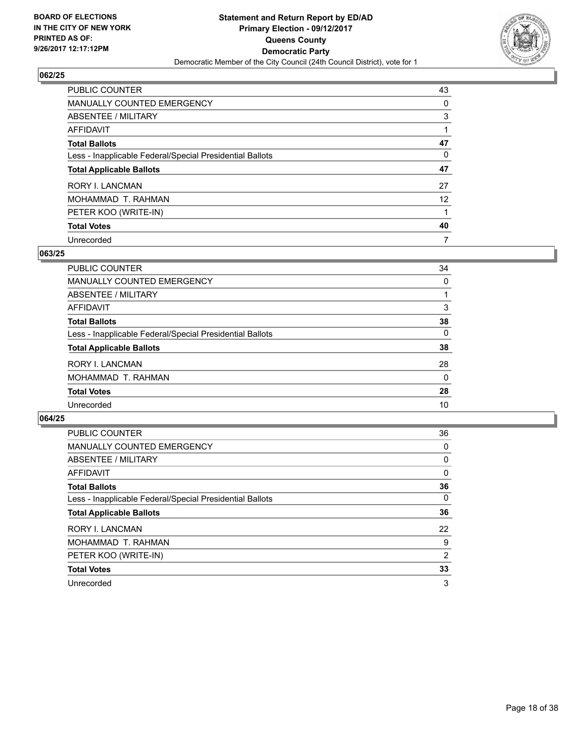**BOARD OF ELECTIONS IN THE CITY OF NEW YORK PRINTED AS OF: 9/26/2017 12:17:12PM**

**Statement and Return Report by ED/AD**
**Primary Election - 09/12/2017**
**Queens County**
**Democratic Party**
Democratic Member of the City Council (24th Council District), vote for 1

### 062/25

| | |
|---|---|
| PUBLIC COUNTER | 43 |
| MANUALLY COUNTED EMERGENCY | 0 |
| ABSENTEE / MILITARY | 3 |
| AFFIDAVIT | 1 |
| **Total Ballots** | **47** |
| Less - Inapplicable Federal/Special Presidential Ballots | 0 |
| **Total Applicable Ballots** | **47** |
| RORY I. LANCMAN | 27 |
| MOHAMMAD T. RAHMAN | 12 |
| PETER KOO (WRITE-IN) | 1 |
| **Total Votes** | **40** |
| Unrecorded | 7 |

### 063/25

| | |
|---|---|
| PUBLIC COUNTER | 34 |
| MANUALLY COUNTED EMERGENCY | 0 |
| ABSENTEE / MILITARY | 1 |
| AFFIDAVIT | 3 |
| **Total Ballots** | **38** |
| Less - Inapplicable Federal/Special Presidential Ballots | 0 |
| **Total Applicable Ballots** | **38** |
| RORY I. LANCMAN | 28 |
| MOHAMMAD T. RAHMAN | 0 |
| **Total Votes** | **28** |
| Unrecorded | 10 |

### 064/25

| | |
|---|---|
| PUBLIC COUNTER | 36 |
| MANUALLY COUNTED EMERGENCY | 0 |
| ABSENTEE / MILITARY | 0 |
| AFFIDAVIT | 0 |
| **Total Ballots** | **36** |
| Less - Inapplicable Federal/Special Presidential Ballots | 0 |
| **Total Applicable Ballots** | **36** |
| RORY I. LANCMAN | 22 |
| MOHAMMAD T. RAHMAN | 9 |
| PETER KOO (WRITE-IN) | 2 |
| **Total Votes** | **33** |
| Unrecorded | 3 |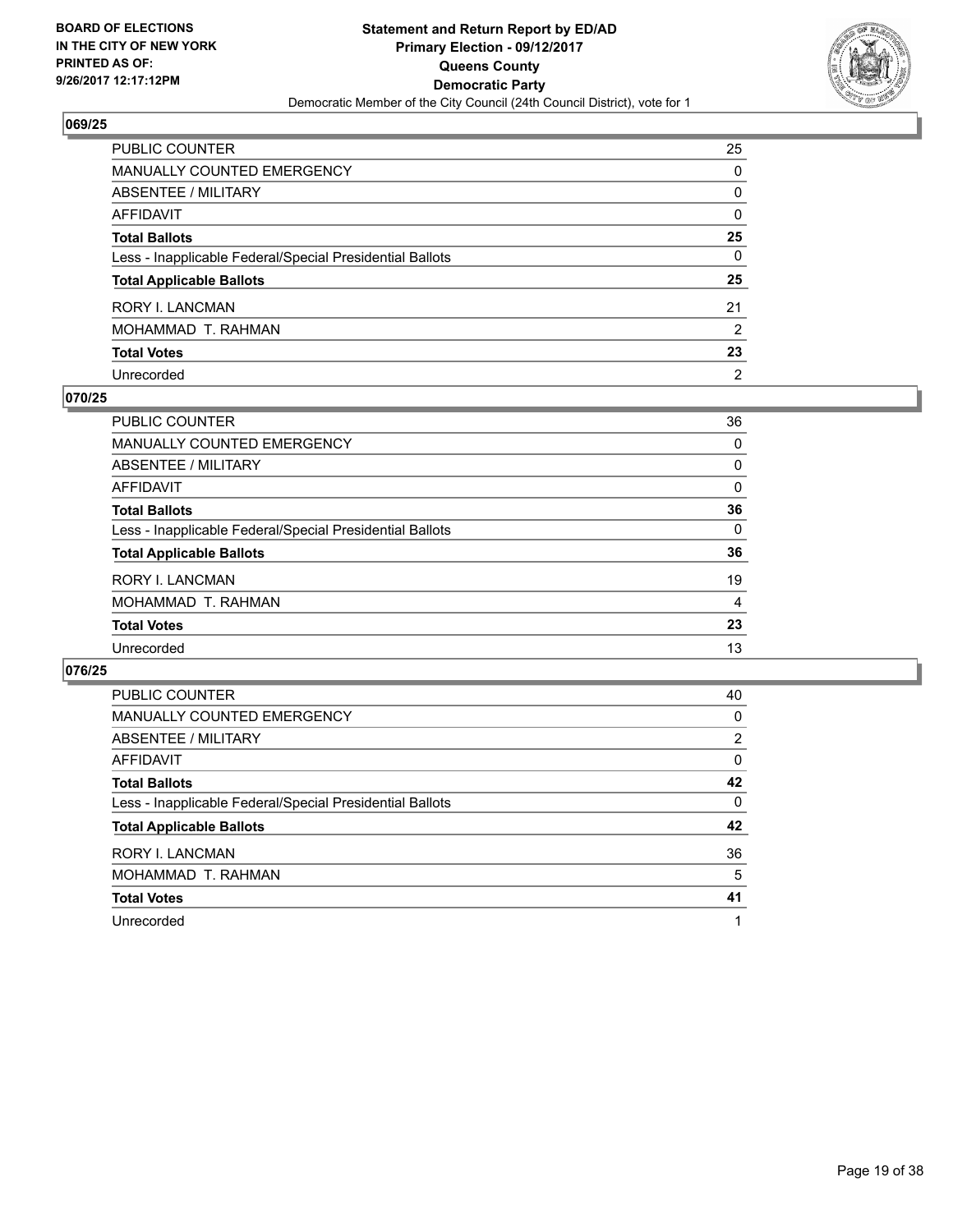**BOARD OF ELECTIONS IN THE CITY OF NEW YORK PRINTED AS OF: 9/26/2017 12:17:12PM**

# Statement and Return Report by ED/AD
## Primary Election - 09/12/2017
## Queens County
## Democratic Party
Democratic Member of the City Council (24th Council District), vote for 1

### 069/25

| | |
|---|---|
| PUBLIC COUNTER | 25 |
| MANUALLY COUNTED EMERGENCY | 0 |
| ABSENTEE / MILITARY | 0 |
| AFFIDAVIT | 0 |
| **Total Ballots** | **25** |
| Less - Inapplicable Federal/Special Presidential Ballots | 0 |
| **Total Applicable Ballots** | **25** |
| RORY I. LANCMAN | 21 |
| MOHAMMAD T. RAHMAN | 2 |
| **Total Votes** | **23** |
| Unrecorded | 2 |

### 070/25

| | |
|---|---|
| PUBLIC COUNTER | 36 |
| MANUALLY COUNTED EMERGENCY | 0 |
| ABSENTEE / MILITARY | 0 |
| AFFIDAVIT | 0 |
| **Total Ballots** | **36** |
| Less - Inapplicable Federal/Special Presidential Ballots | 0 |
| **Total Applicable Ballots** | **36** |
| RORY I. LANCMAN | 19 |
| MOHAMMAD T. RAHMAN | 4 |
| **Total Votes** | **23** |
| Unrecorded | 13 |

### 076/25

| | |
|---|---|
| PUBLIC COUNTER | 40 |
| MANUALLY COUNTED EMERGENCY | 0 |
| ABSENTEE / MILITARY | 2 |
| AFFIDAVIT | 0 |
| **Total Ballots** | **42** |
| Less - Inapplicable Federal/Special Presidential Ballots | 0 |
| **Total Applicable Ballots** | **42** |
| RORY I. LANCMAN | 36 |
| MOHAMMAD T. RAHMAN | 5 |
| **Total Votes** | **41** |
| Unrecorded | 1 |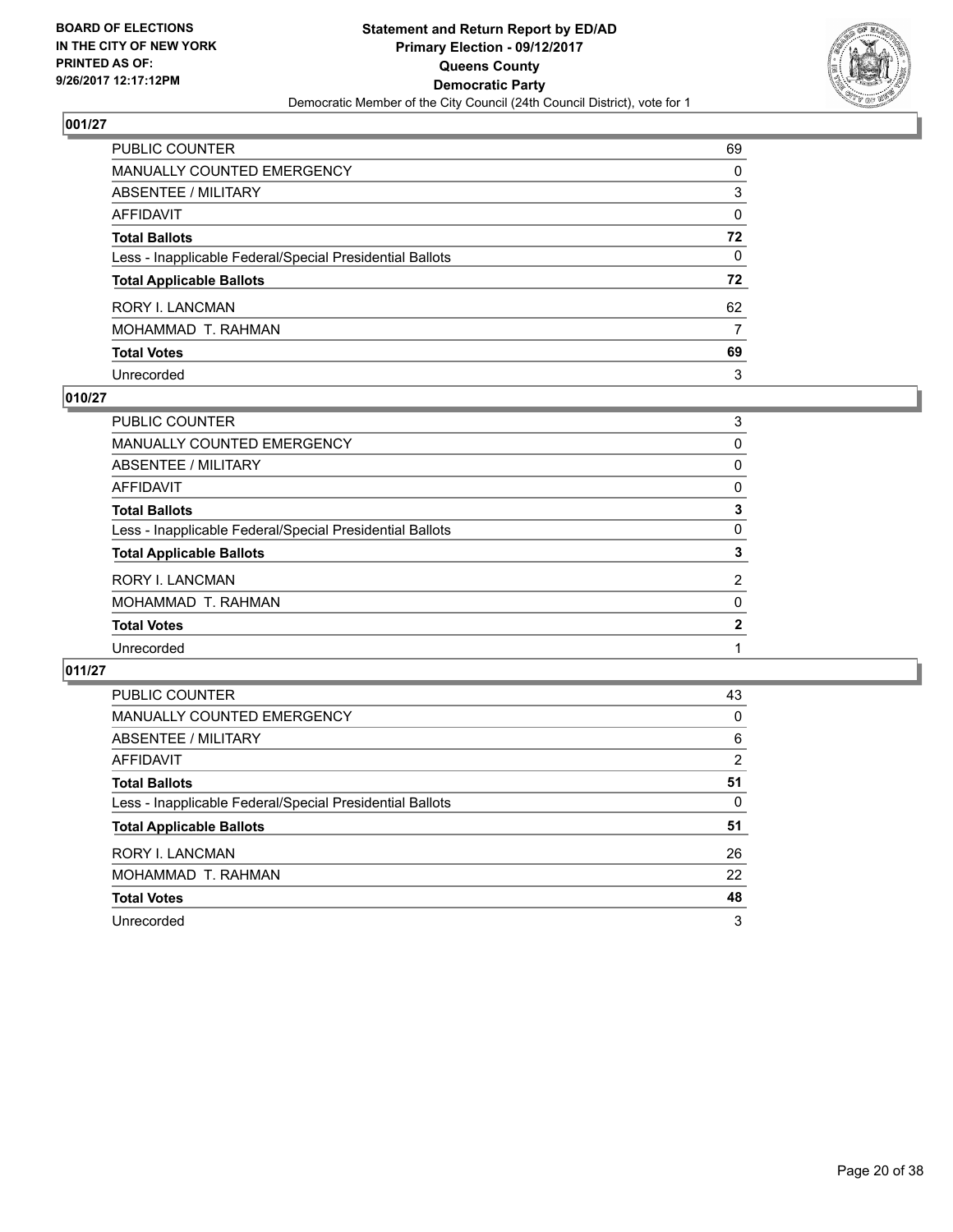BOARD OF ELECTIONS
IN THE CITY OF NEW YORK
PRINTED AS OF:
9/26/2017 12:17:12PM

**Statement and Return Report by ED/AD**
**Primary Election - 09/12/2017**
**Queens County**
**Democratic Party**
Democratic Member of the City Council (24th Council District), vote for 1

## 001/27

| | |
|---|---|
| PUBLIC COUNTER | 69 |
| MANUALLY COUNTED EMERGENCY | 0 |
| ABSENTEE / MILITARY | 3 |
| AFFIDAVIT | 0 |
| **Total Ballots** | **72** |
| Less - Inapplicable Federal/Special Presidential Ballots | 0 |
| **Total Applicable Ballots** | **72** |
| RORY I. LANCMAN | 62 |
| MOHAMMAD T. RAHMAN | 7 |
| **Total Votes** | **69** |
| Unrecorded | 3 |

## 010/27

| | |
|---|---|
| PUBLIC COUNTER | 3 |
| MANUALLY COUNTED EMERGENCY | 0 |
| ABSENTEE / MILITARY | 0 |
| AFFIDAVIT | 0 |
| **Total Ballots** | **3** |
| Less - Inapplicable Federal/Special Presidential Ballots | 0 |
| **Total Applicable Ballots** | **3** |
| RORY I. LANCMAN | 2 |
| MOHAMMAD T. RAHMAN | 0 |
| **Total Votes** | **2** |
| Unrecorded | 1 |

## 011/27

| | |
|---|---|
| PUBLIC COUNTER | 43 |
| MANUALLY COUNTED EMERGENCY | 0 |
| ABSENTEE / MILITARY | 6 |
| AFFIDAVIT | 2 |
| **Total Ballots** | **51** |
| Less - Inapplicable Federal/Special Presidential Ballots | 0 |
| **Total Applicable Ballots** | **51** |
| RORY I. LANCMAN | 26 |
| MOHAMMAD T. RAHMAN | 22 |
| **Total Votes** | **48** |
| Unrecorded | 3 |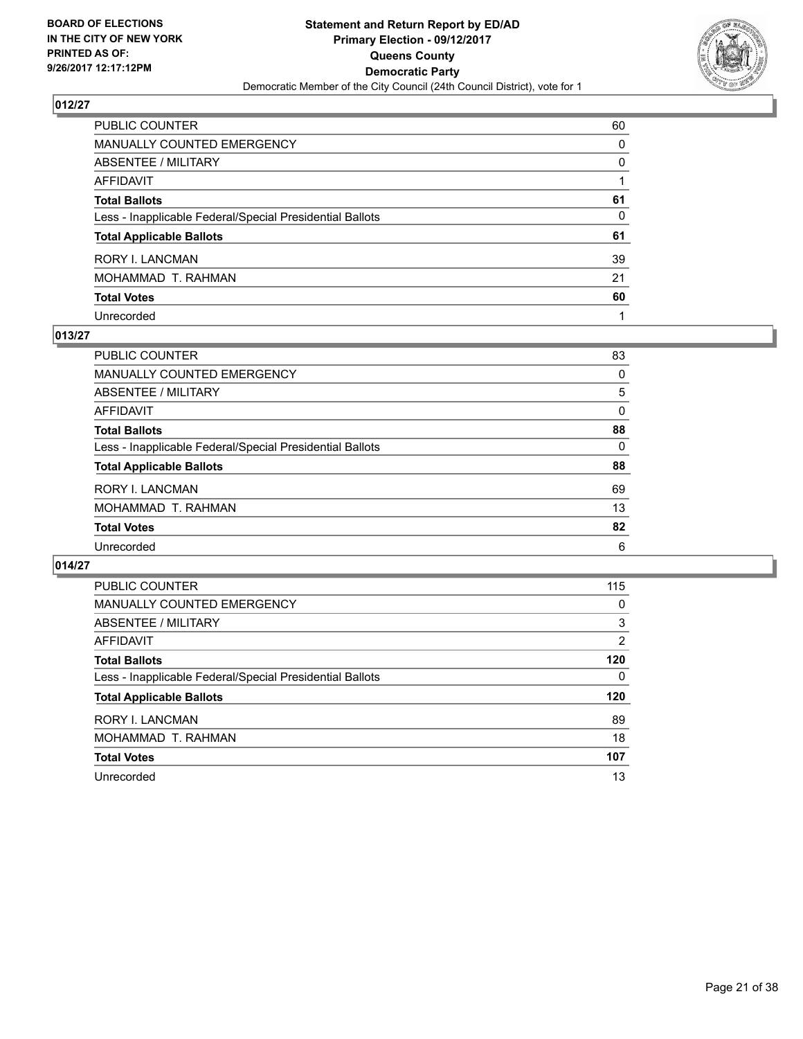**BOARD OF ELECTIONS IN THE CITY OF NEW YORK PRINTED AS OF: 9/26/2017 12:17:12PM**

**Statement and Return Report by ED/AD Primary Election - 09/12/2017 Queens County Democratic Party**

Democratic Member of the City Council (24th Council District), vote for 1

## 012/27

| | |
|---|---|
| PUBLIC COUNTER | 60 |
| MANUALLY COUNTED EMERGENCY | 0 |
| ABSENTEE / MILITARY | 0 |
| AFFIDAVIT | 1 |
| **Total Ballots** | **61** |
| Less - Inapplicable Federal/Special Presidential Ballots | 0 |
| **Total Applicable Ballots** | **61** |
| RORY I. LANCMAN | 39 |
| MOHAMMAD T. RAHMAN | 21 |
| **Total Votes** | **60** |
| Unrecorded | 1 |

## 013/27

| | |
|---|---|
| PUBLIC COUNTER | 83 |
| MANUALLY COUNTED EMERGENCY | 0 |
| ABSENTEE / MILITARY | 5 |
| AFFIDAVIT | 0 |
| **Total Ballots** | **88** |
| Less - Inapplicable Federal/Special Presidential Ballots | 0 |
| **Total Applicable Ballots** | **88** |
| RORY I. LANCMAN | 69 |
| MOHAMMAD T. RAHMAN | 13 |
| **Total Votes** | **82** |
| Unrecorded | 6 |

## 014/27

| | |
|---|---|
| PUBLIC COUNTER | 115 |
| MANUALLY COUNTED EMERGENCY | 0 |
| ABSENTEE / MILITARY | 3 |
| AFFIDAVIT | 2 |
| **Total Ballots** | **120** |
| Less - Inapplicable Federal/Special Presidential Ballots | 0 |
| **Total Applicable Ballots** | **120** |
| RORY I. LANCMAN | 89 |
| MOHAMMAD T. RAHMAN | 18 |
| **Total Votes** | **107** |
| Unrecorded | 13 |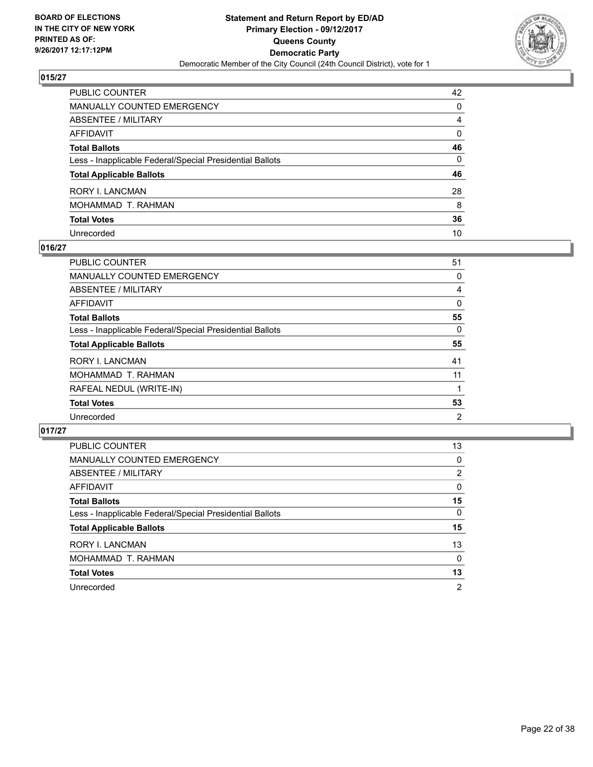**BOARD OF ELECTIONS IN THE CITY OF NEW YORK PRINTED AS OF: 9/26/2017 12:17:12PM**

**Statement and Return Report by ED/AD**
**Primary Election - 09/12/2017**
**Queens County**
**Democratic Party**
Democratic Member of the City Council (24th Council District), vote for 1

## 015/27

| | |
|---|---|
| PUBLIC COUNTER | 42 |
| MANUALLY COUNTED EMERGENCY | 0 |
| ABSENTEE / MILITARY | 4 |
| AFFIDAVIT | 0 |
| **Total Ballots** | **46** |
| Less - Inapplicable Federal/Special Presidential Ballots | 0 |
| **Total Applicable Ballots** | **46** |
| RORY I. LANCMAN | 28 |
| MOHAMMAD T. RAHMAN | 8 |
| **Total Votes** | **36** |
| Unrecorded | 10 |

## 016/27

| | |
|---|---|
| PUBLIC COUNTER | 51 |
| MANUALLY COUNTED EMERGENCY | 0 |
| ABSENTEE / MILITARY | 4 |
| AFFIDAVIT | 0 |
| **Total Ballots** | **55** |
| Less - Inapplicable Federal/Special Presidential Ballots | 0 |
| **Total Applicable Ballots** | **55** |
| RORY I. LANCMAN | 41 |
| MOHAMMAD T. RAHMAN | 11 |
| RAFEAL NEDUL (WRITE-IN) | 1 |
| **Total Votes** | **53** |
| Unrecorded | 2 |

## 017/27

| | |
|---|---|
| PUBLIC COUNTER | 13 |
| MANUALLY COUNTED EMERGENCY | 0 |
| ABSENTEE / MILITARY | 2 |
| AFFIDAVIT | 0 |
| **Total Ballots** | **15** |
| Less - Inapplicable Federal/Special Presidential Ballots | 0 |
| **Total Applicable Ballots** | **15** |
| RORY I. LANCMAN | 13 |
| MOHAMMAD T. RAHMAN | 0 |
| **Total Votes** | **13** |
| Unrecorded | 2 |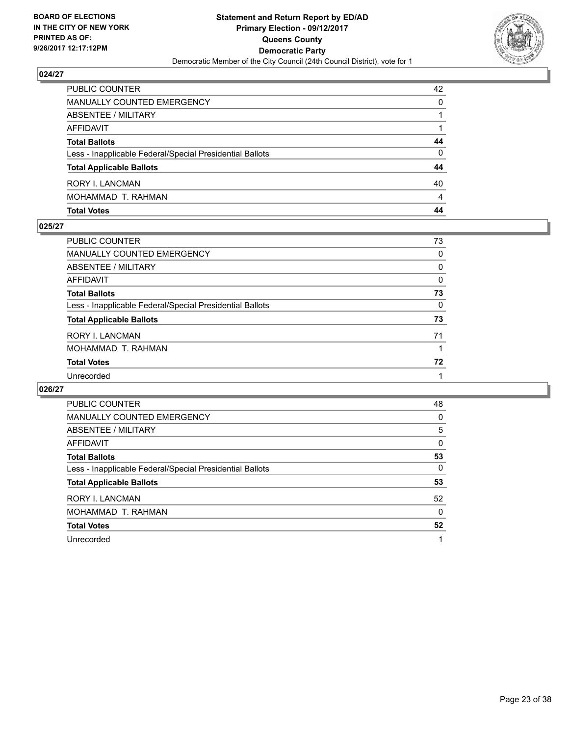BOARD OF ELECTIONS
IN THE CITY OF NEW YORK
PRINTED AS OF:
9/26/2017 12:17:12PM

**Statement and Return Report by ED/AD**
**Primary Election - 09/12/2017**
**Queens County**
**Democratic Party**
Democratic Member of the City Council (24th Council District), vote for 1

## 024/27

| | |
|---|---|
| PUBLIC COUNTER | 42 |
| MANUALLY COUNTED EMERGENCY | 0 |
| ABSENTEE / MILITARY | 1 |
| AFFIDAVIT | 1 |
| **Total Ballots** | **44** |
| Less - Inapplicable Federal/Special Presidential Ballots | 0 |
| **Total Applicable Ballots** | **44** |
| RORY I. LANCMAN | 40 |
| MOHAMMAD T. RAHMAN | 4 |
| **Total Votes** | **44** |

## 025/27

| | |
|---|---|
| PUBLIC COUNTER | 73 |
| MANUALLY COUNTED EMERGENCY | 0 |
| ABSENTEE / MILITARY | 0 |
| AFFIDAVIT | 0 |
| **Total Ballots** | **73** |
| Less - Inapplicable Federal/Special Presidential Ballots | 0 |
| **Total Applicable Ballots** | **73** |
| RORY I. LANCMAN | 71 |
| MOHAMMAD T. RAHMAN | 1 |
| **Total Votes** | **72** |
| Unrecorded | 1 |

## 026/27

| | |
|---|---|
| PUBLIC COUNTER | 48 |
| MANUALLY COUNTED EMERGENCY | 0 |
| ABSENTEE / MILITARY | 5 |
| AFFIDAVIT | 0 |
| **Total Ballots** | **53** |
| Less - Inapplicable Federal/Special Presidential Ballots | 0 |
| **Total Applicable Ballots** | **53** |
| RORY I. LANCMAN | 52 |
| MOHAMMAD T. RAHMAN | 0 |
| **Total Votes** | **52** |
| Unrecorded | 1 |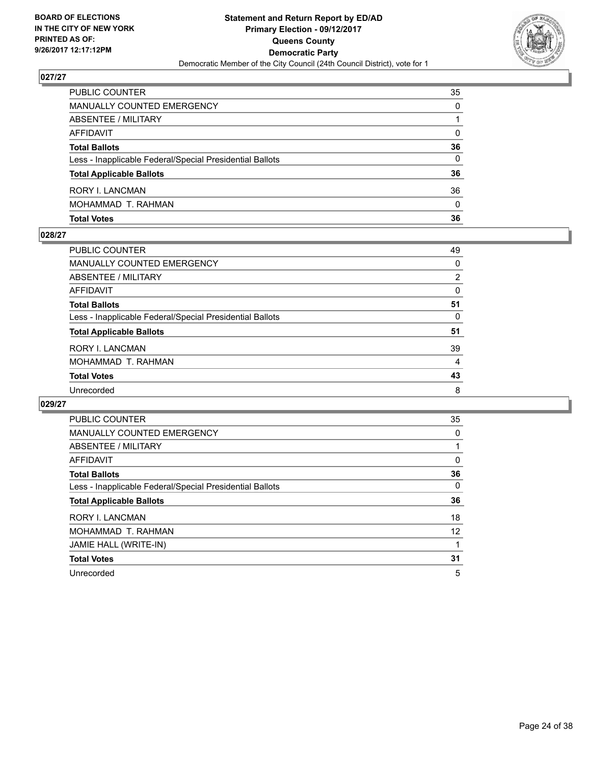**BOARD OF ELECTIONS IN THE CITY OF NEW YORK PRINTED AS OF: 9/26/2017 12:17:12PM**

**Statement and Return Report by ED/AD**
**Primary Election - 09/12/2017**
**Queens County**
**Democratic Party**
Democratic Member of the City Council (24th Council District), vote for 1

### 027/27

| | |
|---|---|
| PUBLIC COUNTER | 35 |
| MANUALLY COUNTED EMERGENCY | 0 |
| ABSENTEE / MILITARY | 1 |
| AFFIDAVIT | 0 |
| **Total Ballots** | **36** |
| Less - Inapplicable Federal/Special Presidential Ballots | 0 |
| **Total Applicable Ballots** | **36** |
| RORY I. LANCMAN | 36 |
| MOHAMMAD T. RAHMAN | 0 |
| **Total Votes** | **36** |

### 028/27

| | |
|---|---|
| PUBLIC COUNTER | 49 |
| MANUALLY COUNTED EMERGENCY | 0 |
| ABSENTEE / MILITARY | 2 |
| AFFIDAVIT | 0 |
| **Total Ballots** | **51** |
| Less - Inapplicable Federal/Special Presidential Ballots | 0 |
| **Total Applicable Ballots** | **51** |
| RORY I. LANCMAN | 39 |
| MOHAMMAD T. RAHMAN | 4 |
| **Total Votes** | **43** |
| Unrecorded | 8 |

### 029/27

| | |
|---|---|
| PUBLIC COUNTER | 35 |
| MANUALLY COUNTED EMERGENCY | 0 |
| ABSENTEE / MILITARY | 1 |
| AFFIDAVIT | 0 |
| **Total Ballots** | **36** |
| Less - Inapplicable Federal/Special Presidential Ballots | 0 |
| **Total Applicable Ballots** | **36** |
| RORY I. LANCMAN | 18 |
| MOHAMMAD T. RAHMAN | 12 |
| JAMIE HALL (WRITE-IN) | 1 |
| **Total Votes** | **31** |
| Unrecorded | 5 |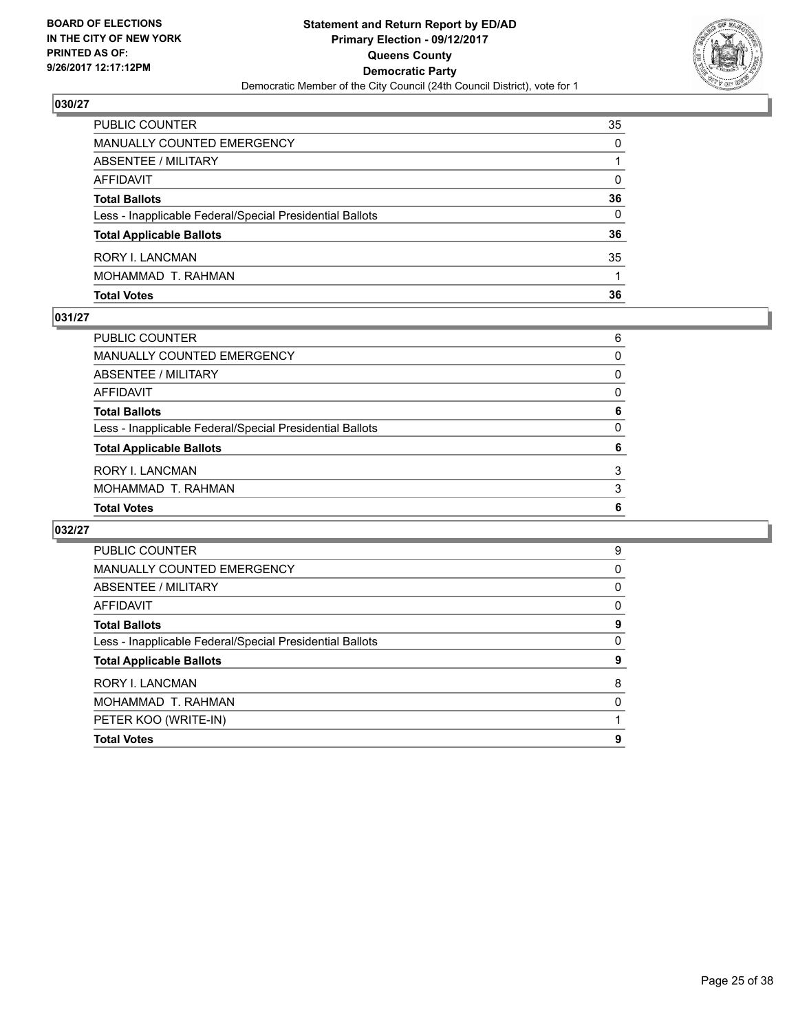## 030/27

| | |
|---|---|
| PUBLIC COUNTER | 35 |
| MANUALLY COUNTED EMERGENCY | 0 |
| ABSENTEE / MILITARY | 1 |
| AFFIDAVIT | 0 |
| **Total Ballots** | **36** |
| Less - Inapplicable Federal/Special Presidential Ballots | 0 |
| **Total Applicable Ballots** | **36** |
| RORY I. LANCMAN | 35 |
| MOHAMMAD T. RAHMAN | 1 |
| **Total Votes** | **36** |

## 031/27

| | |
|---|---|
| PUBLIC COUNTER | 6 |
| MANUALLY COUNTED EMERGENCY | 0 |
| ABSENTEE / MILITARY | 0 |
| AFFIDAVIT | 0 |
| **Total Ballots** | **6** |
| Less - Inapplicable Federal/Special Presidential Ballots | 0 |
| **Total Applicable Ballots** | **6** |
| RORY I. LANCMAN | 3 |
| MOHAMMAD T. RAHMAN | 3 |
| **Total Votes** | **6** |

## 032/27

| | |
|---|---|
| PUBLIC COUNTER | 9 |
| MANUALLY COUNTED EMERGENCY | 0 |
| ABSENTEE / MILITARY | 0 |
| AFFIDAVIT | 0 |
| **Total Ballots** | **9** |
| Less - Inapplicable Federal/Special Presidential Ballots | 0 |
| **Total Applicable Ballots** | **9** |
| RORY I. LANCMAN | 8 |
| MOHAMMAD T. RAHMAN | 0 |
| PETER KOO (WRITE-IN) | 1 |
| **Total Votes** | **9** |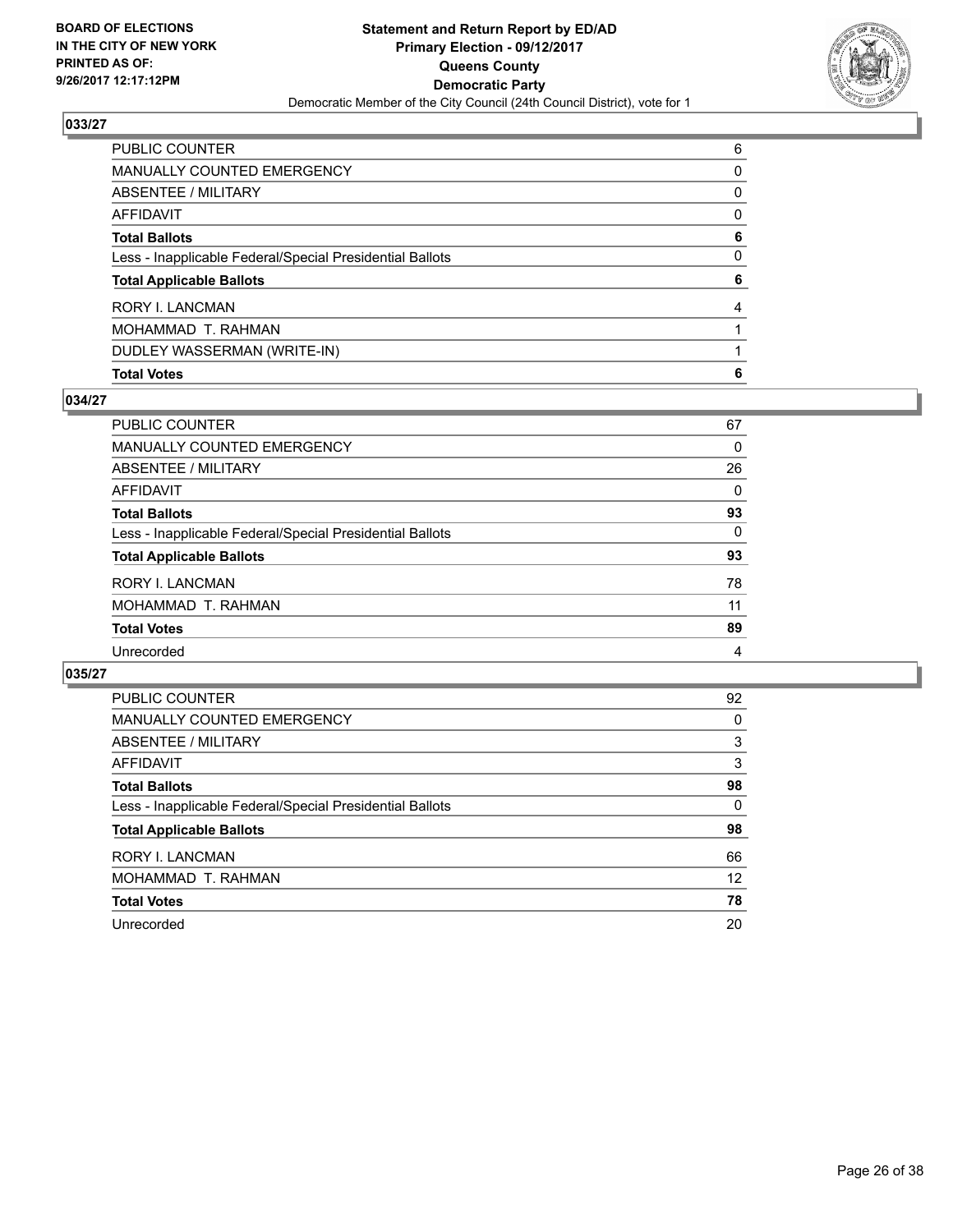BOARD OF ELECTIONS
IN THE CITY OF NEW YORK
PRINTED AS OF:
9/26/2017 12:17:12PM

**Statement and Return Report by ED/AD**
**Primary Election - 09/12/2017**
**Queens County**
**Democratic Party**
Democratic Member of the City Council (24th Council District), vote for 1

## 033/27

| | |
|---|---|
| PUBLIC COUNTER | 6 |
| MANUALLY COUNTED EMERGENCY | 0 |
| ABSENTEE / MILITARY | 0 |
| AFFIDAVIT | 0 |
| **Total Ballots** | **6** |
| Less - Inapplicable Federal/Special Presidential Ballots | 0 |
| **Total Applicable Ballots** | **6** |
| RORY I. LANCMAN | 4 |
| MOHAMMAD T. RAHMAN | 1 |
| DUDLEY WASSERMAN (WRITE-IN) | 1 |
| **Total Votes** | **6** |

## 034/27

| | |
|---|---|
| PUBLIC COUNTER | 67 |
| MANUALLY COUNTED EMERGENCY | 0 |
| ABSENTEE / MILITARY | 26 |
| AFFIDAVIT | 0 |
| **Total Ballots** | **93** |
| Less - Inapplicable Federal/Special Presidential Ballots | 0 |
| **Total Applicable Ballots** | **93** |
| RORY I. LANCMAN | 78 |
| MOHAMMAD T. RAHMAN | 11 |
| **Total Votes** | **89** |
| Unrecorded | 4 |

## 035/27

| | |
|---|---|
| PUBLIC COUNTER | 92 |
| MANUALLY COUNTED EMERGENCY | 0 |
| ABSENTEE / MILITARY | 3 |
| AFFIDAVIT | 3 |
| **Total Ballots** | **98** |
| Less - Inapplicable Federal/Special Presidential Ballots | 0 |
| **Total Applicable Ballots** | **98** |
| RORY I. LANCMAN | 66 |
| MOHAMMAD T. RAHMAN | 12 |
| **Total Votes** | **78** |
| Unrecorded | 20 |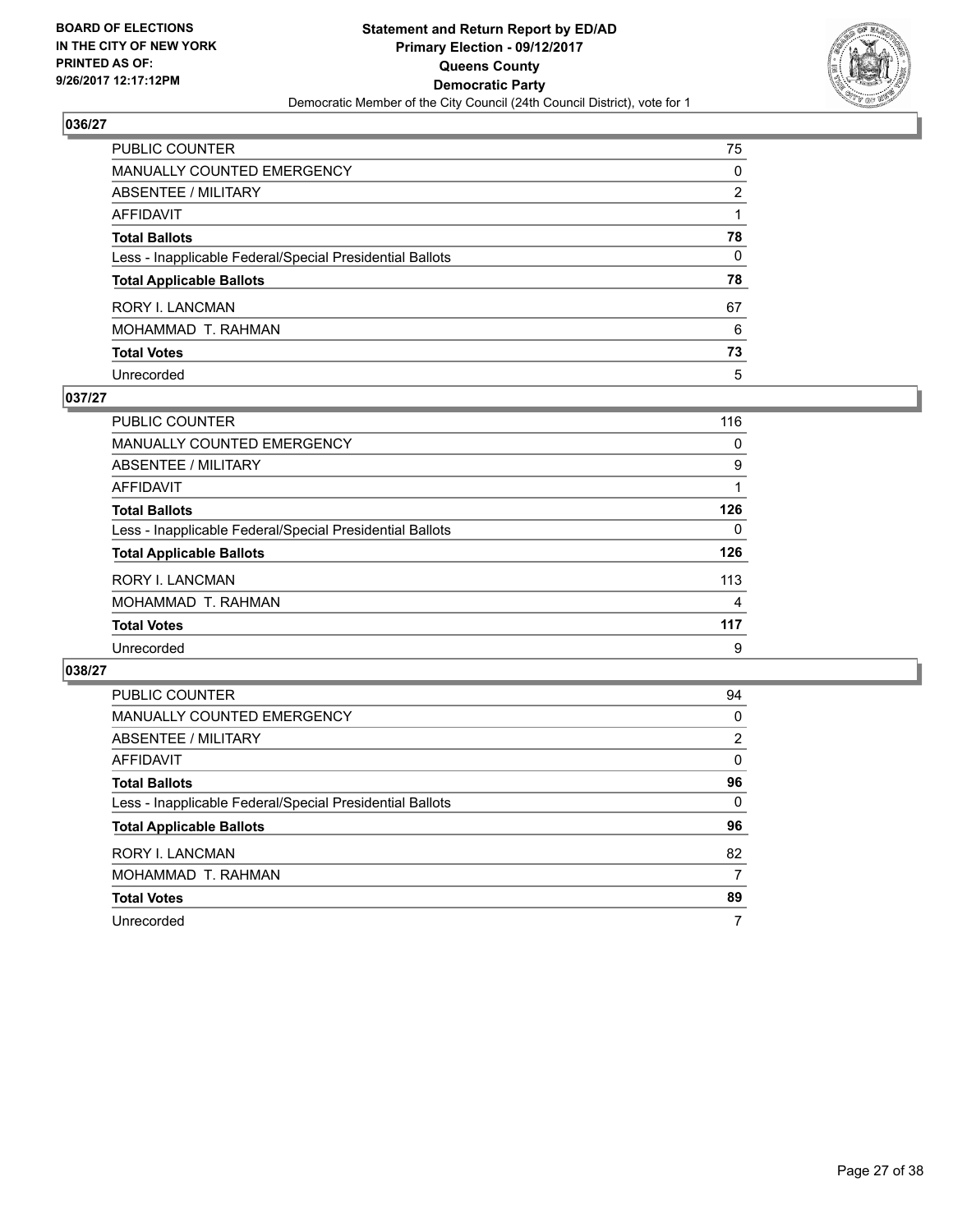BOARD OF ELECTIONS
IN THE CITY OF NEW YORK
PRINTED AS OF:
9/26/2017 12:17:12PM

**Statement and Return Report by ED/AD**
**Primary Election - 09/12/2017**
**Queens County**
**Democratic Party**
Democratic Member of the City Council (24th Council District), vote for 1

## 036/27

| | |
|---|---|
| PUBLIC COUNTER | 75 |
| MANUALLY COUNTED EMERGENCY | 0 |
| ABSENTEE / MILITARY | 2 |
| AFFIDAVIT | 1 |
| **Total Ballots** | **78** |
| Less - Inapplicable Federal/Special Presidential Ballots | 0 |
| **Total Applicable Ballots** | **78** |
| RORY I. LANCMAN | 67 |
| MOHAMMAD T. RAHMAN | 6 |
| **Total Votes** | **73** |
| Unrecorded | 5 |

## 037/27

| | |
|---|---|
| PUBLIC COUNTER | 116 |
| MANUALLY COUNTED EMERGENCY | 0 |
| ABSENTEE / MILITARY | 9 |
| AFFIDAVIT | 1 |
| **Total Ballots** | **126** |
| Less - Inapplicable Federal/Special Presidential Ballots | 0 |
| **Total Applicable Ballots** | **126** |
| RORY I. LANCMAN | 113 |
| MOHAMMAD T. RAHMAN | 4 |
| **Total Votes** | **117** |
| Unrecorded | 9 |

## 038/27

| | |
|---|---|
| PUBLIC COUNTER | 94 |
| MANUALLY COUNTED EMERGENCY | 0 |
| ABSENTEE / MILITARY | 2 |
| AFFIDAVIT | 0 |
| **Total Ballots** | **96** |
| Less - Inapplicable Federal/Special Presidential Ballots | 0 |
| **Total Applicable Ballots** | **96** |
| RORY I. LANCMAN | 82 |
| MOHAMMAD T. RAHMAN | 7 |
| **Total Votes** | **89** |
| Unrecorded | 7 |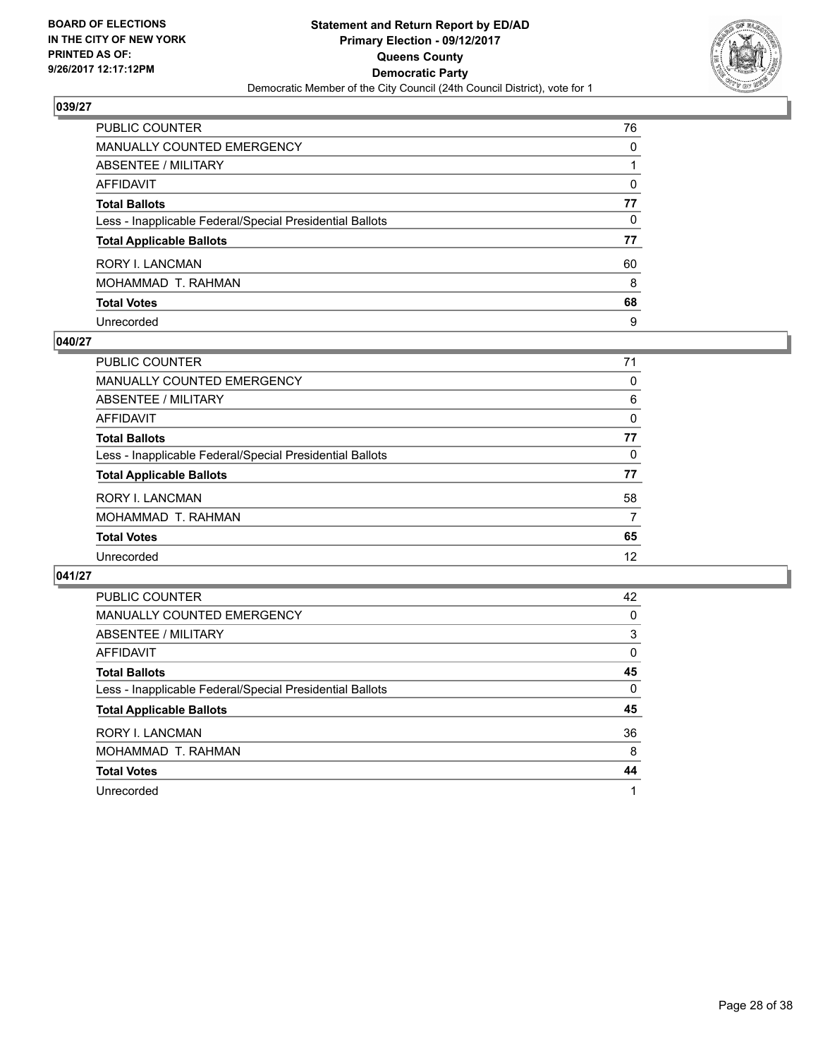**BOARD OF ELECTIONS IN THE CITY OF NEW YORK PRINTED AS OF: 9/26/2017 12:17:12PM**

**Statement and Return Report by ED/AD**
**Primary Election - 09/12/2017**
**Queens County**
**Democratic Party**
Democratic Member of the City Council (24th Council District), vote for 1

### 039/27

| | |
|---|---|
| PUBLIC COUNTER | 76 |
| MANUALLY COUNTED EMERGENCY | 0 |
| ABSENTEE / MILITARY | 1 |
| AFFIDAVIT | 0 |
| **Total Ballots** | **77** |
| Less - Inapplicable Federal/Special Presidential Ballots | 0 |
| **Total Applicable Ballots** | **77** |
| RORY I. LANCMAN | 60 |
| MOHAMMAD T. RAHMAN | 8 |
| **Total Votes** | **68** |
| Unrecorded | 9 |

### 040/27

| | |
|---|---|
| PUBLIC COUNTER | 71 |
| MANUALLY COUNTED EMERGENCY | 0 |
| ABSENTEE / MILITARY | 6 |
| AFFIDAVIT | 0 |
| **Total Ballots** | **77** |
| Less - Inapplicable Federal/Special Presidential Ballots | 0 |
| **Total Applicable Ballots** | **77** |
| RORY I. LANCMAN | 58 |
| MOHAMMAD T. RAHMAN | 7 |
| **Total Votes** | **65** |
| Unrecorded | 12 |

### 041/27

| | |
|---|---|
| PUBLIC COUNTER | 42 |
| MANUALLY COUNTED EMERGENCY | 0 |
| ABSENTEE / MILITARY | 3 |
| AFFIDAVIT | 0 |
| **Total Ballots** | **45** |
| Less - Inapplicable Federal/Special Presidential Ballots | 0 |
| **Total Applicable Ballots** | **45** |
| RORY I. LANCMAN | 36 |
| MOHAMMAD T. RAHMAN | 8 |
| **Total Votes** | **44** |
| Unrecorded | 1 |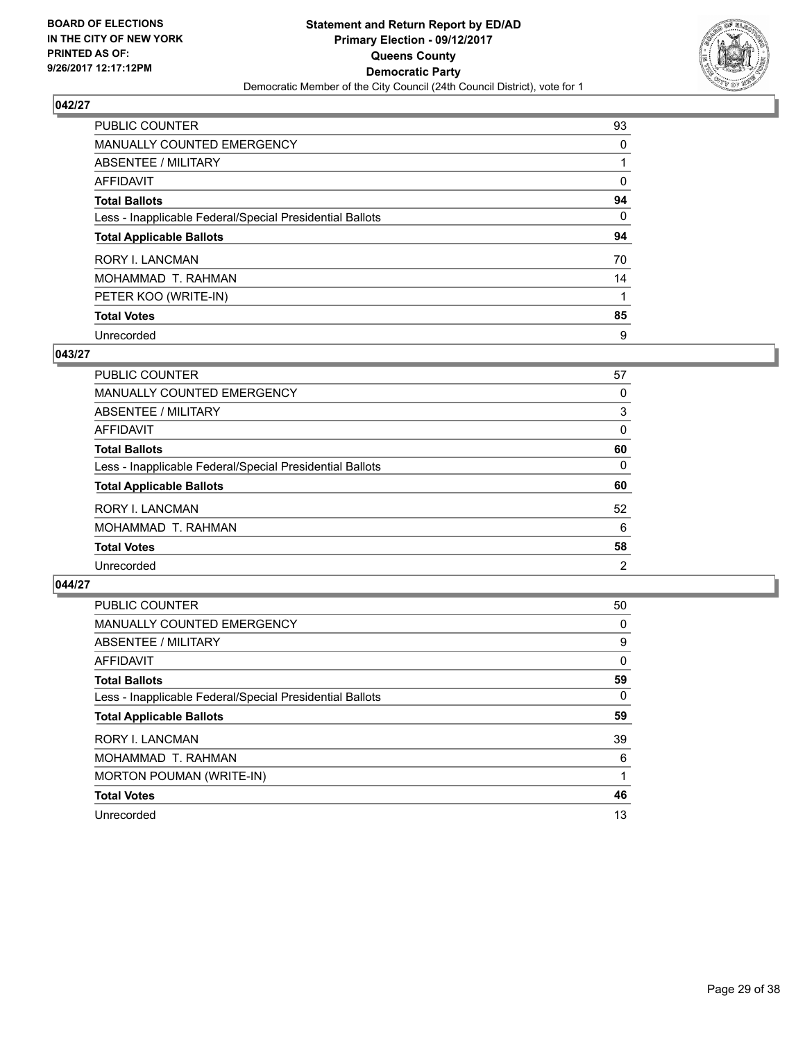BOARD OF ELECTIONS
IN THE CITY OF NEW YORK
PRINTED AS OF:
9/26/2017 12:17:12PM

**Statement and Return Report by ED/AD**
**Primary Election - 09/12/2017**
**Queens County**
**Democratic Party**
Democratic Member of the City Council (24th Council District), vote for 1

## 042/27

| | |
|---|---|
| PUBLIC COUNTER | 93 |
| MANUALLY COUNTED EMERGENCY | 0 |
| ABSENTEE / MILITARY | 1 |
| AFFIDAVIT | 0 |
| **Total Ballots** | **94** |
| Less - Inapplicable Federal/Special Presidential Ballots | 0 |
| **Total Applicable Ballots** | **94** |
| RORY I. LANCMAN | 70 |
| MOHAMMAD T. RAHMAN | 14 |
| PETER KOO (WRITE-IN) | 1 |
| **Total Votes** | **85** |
| Unrecorded | 9 |

## 043/27

| | |
|---|---|
| PUBLIC COUNTER | 57 |
| MANUALLY COUNTED EMERGENCY | 0 |
| ABSENTEE / MILITARY | 3 |
| AFFIDAVIT | 0 |
| **Total Ballots** | **60** |
| Less - Inapplicable Federal/Special Presidential Ballots | 0 |
| **Total Applicable Ballots** | **60** |
| RORY I. LANCMAN | 52 |
| MOHAMMAD T. RAHMAN | 6 |
| **Total Votes** | **58** |
| Unrecorded | 2 |

## 044/27

| | |
|---|---|
| PUBLIC COUNTER | 50 |
| MANUALLY COUNTED EMERGENCY | 0 |
| ABSENTEE / MILITARY | 9 |
| AFFIDAVIT | 0 |
| **Total Ballots** | **59** |
| Less - Inapplicable Federal/Special Presidential Ballots | 0 |
| **Total Applicable Ballots** | **59** |
| RORY I. LANCMAN | 39 |
| MOHAMMAD T. RAHMAN | 6 |
| MORTON POUMAN (WRITE-IN) | 1 |
| **Total Votes** | **46** |
| Unrecorded | 13 |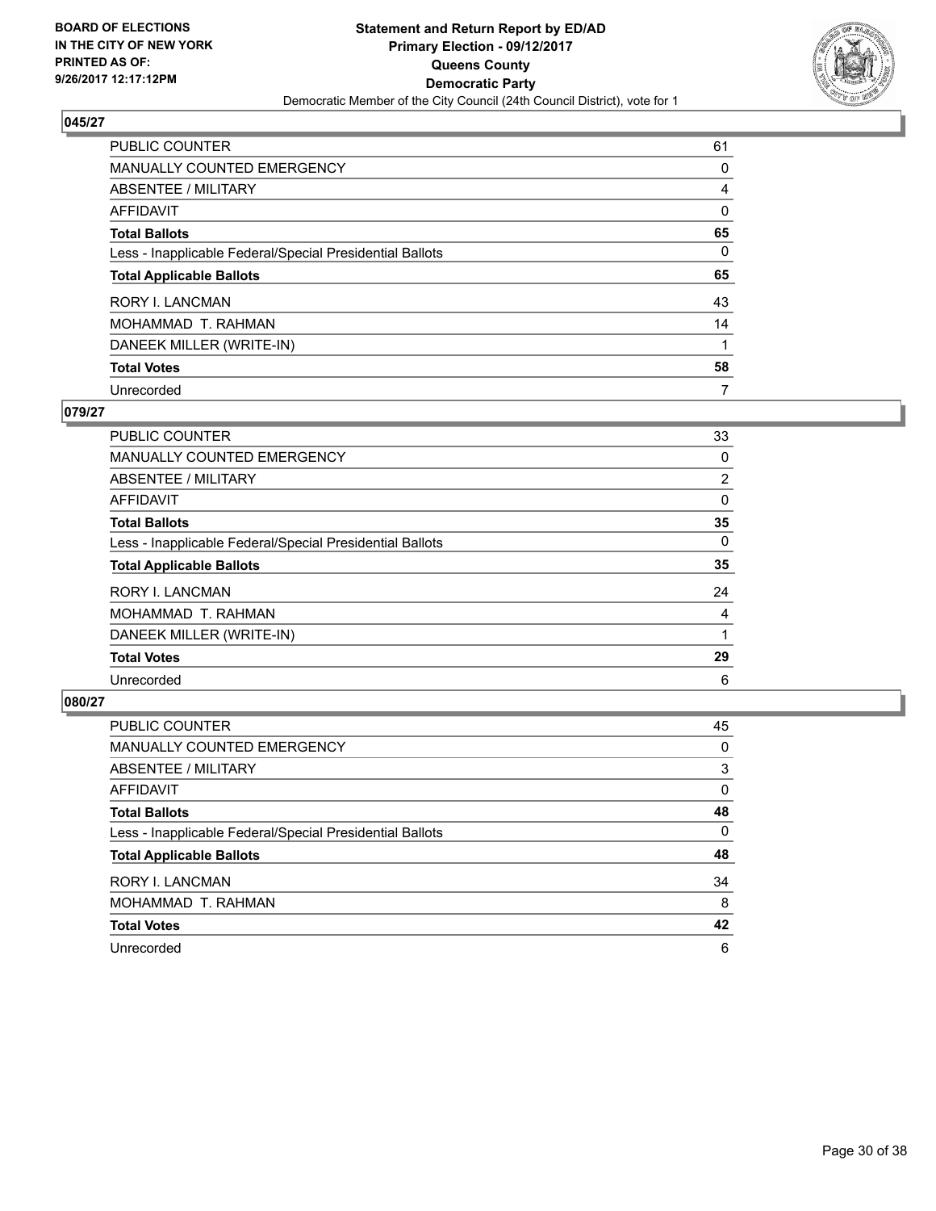**BOARD OF ELECTIONS IN THE CITY OF NEW YORK PRINTED AS OF: 9/26/2017 12:17:12PM**

# Statement and Return Report by ED/AD
## Primary Election - 09/12/2017
## Queens County
## Democratic Party
### Democratic Member of the City Council (24th Council District), vote for 1

**045/27**

| | |
|---|---|
| PUBLIC COUNTER | 61 |
| MANUALLY COUNTED EMERGENCY | 0 |
| ABSENTEE / MILITARY | 4 |
| AFFIDAVIT | 0 |
| **Total Ballots** | **65** |
| Less - Inapplicable Federal/Special Presidential Ballots | 0 |
| **Total Applicable Ballots** | **65** |
| RORY I. LANCMAN | 43 |
| MOHAMMAD T. RAHMAN | 14 |
| DANEEK MILLER (WRITE-IN) | 1 |
| **Total Votes** | **58** |
| Unrecorded | 7 |

**079/27**

| | |
|---|---|
| PUBLIC COUNTER | 33 |
| MANUALLY COUNTED EMERGENCY | 0 |
| ABSENTEE / MILITARY | 2 |
| AFFIDAVIT | 0 |
| **Total Ballots** | **35** |
| Less - Inapplicable Federal/Special Presidential Ballots | 0 |
| **Total Applicable Ballots** | **35** |
| RORY I. LANCMAN | 24 |
| MOHAMMAD T. RAHMAN | 4 |
| DANEEK MILLER (WRITE-IN) | 1 |
| **Total Votes** | **29** |
| Unrecorded | 6 |

**080/27**

| | |
|---|---|
| PUBLIC COUNTER | 45 |
| MANUALLY COUNTED EMERGENCY | 0 |
| ABSENTEE / MILITARY | 3 |
| AFFIDAVIT | 0 |
| **Total Ballots** | **48** |
| Less - Inapplicable Federal/Special Presidential Ballots | 0 |
| **Total Applicable Ballots** | **48** |
| RORY I. LANCMAN | 34 |
| MOHAMMAD T. RAHMAN | 8 |
| **Total Votes** | **42** |
| Unrecorded | 6 |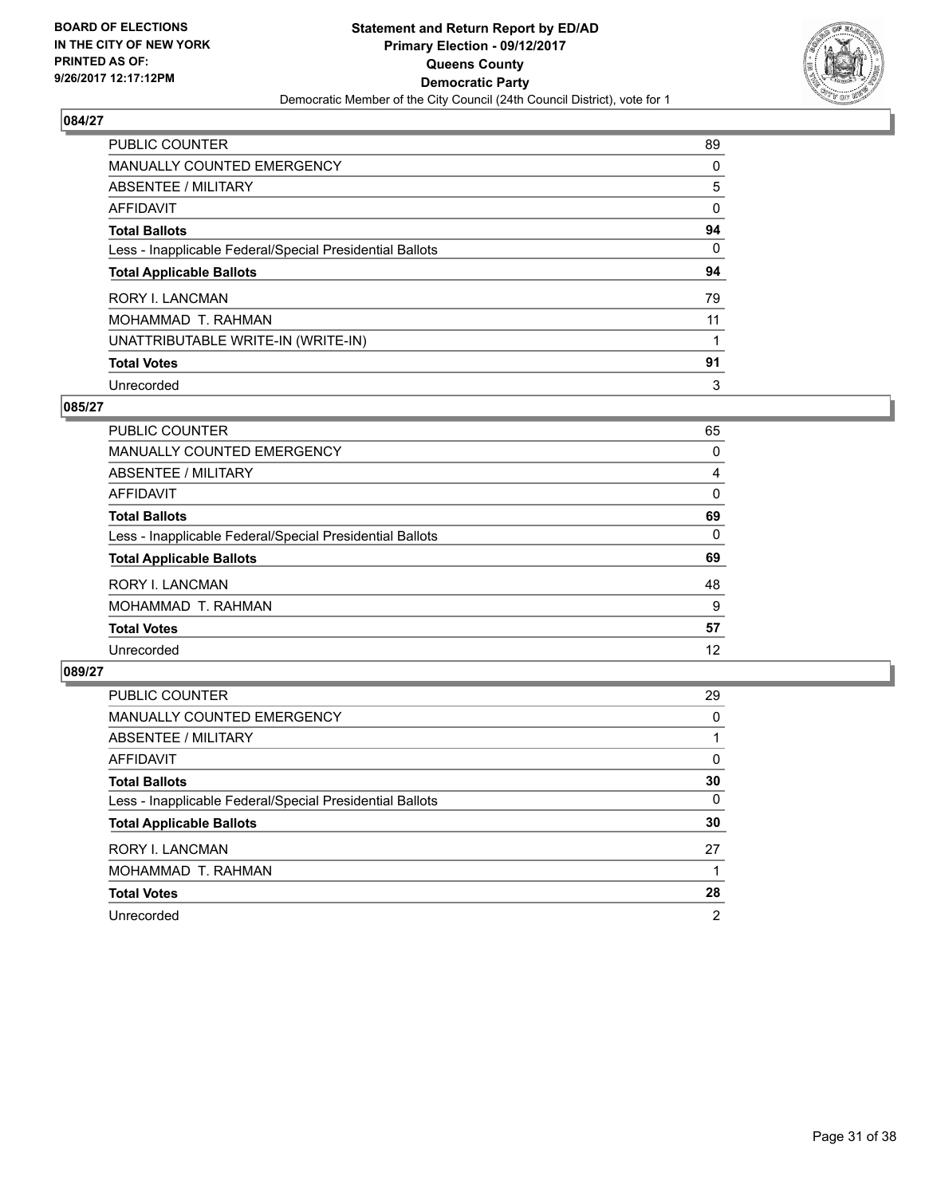**BOARD OF ELECTIONS**
**IN THE CITY OF NEW YORK**
**PRINTED AS OF:**
**9/26/2017 12:17:12PM**

# Statement and Return Report by ED/AD
## Primary Election - 09/12/2017
## Queens County
## Democratic Party
Democratic Member of the City Council (24th Council District), vote for 1

### 084/27

| | |
|---|---|
| PUBLIC COUNTER | 89 |
| MANUALLY COUNTED EMERGENCY | 0 |
| ABSENTEE / MILITARY | 5 |
| AFFIDAVIT | 0 |
| **Total Ballots** | **94** |
| Less - Inapplicable Federal/Special Presidential Ballots | 0 |
| **Total Applicable Ballots** | **94** |
| RORY I. LANCMAN | 79 |
| MOHAMMAD T. RAHMAN | 11 |
| UNATTRIBUTABLE WRITE-IN (WRITE-IN) | 1 |
| **Total Votes** | **91** |
| Unrecorded | 3 |

### 085/27

| | |
|---|---|
| PUBLIC COUNTER | 65 |
| MANUALLY COUNTED EMERGENCY | 0 |
| ABSENTEE / MILITARY | 4 |
| AFFIDAVIT | 0 |
| **Total Ballots** | **69** |
| Less - Inapplicable Federal/Special Presidential Ballots | 0 |
| **Total Applicable Ballots** | **69** |
| RORY I. LANCMAN | 48 |
| MOHAMMAD T. RAHMAN | 9 |
| **Total Votes** | **57** |
| Unrecorded | 12 |

### 089/27

| | |
|---|---|
| PUBLIC COUNTER | 29 |
| MANUALLY COUNTED EMERGENCY | 0 |
| ABSENTEE / MILITARY | 1 |
| AFFIDAVIT | 0 |
| **Total Ballots** | **30** |
| Less - Inapplicable Federal/Special Presidential Ballots | 0 |
| **Total Applicable Ballots** | **30** |
| RORY I. LANCMAN | 27 |
| MOHAMMAD T. RAHMAN | 1 |
| **Total Votes** | **28** |
| Unrecorded | 2 |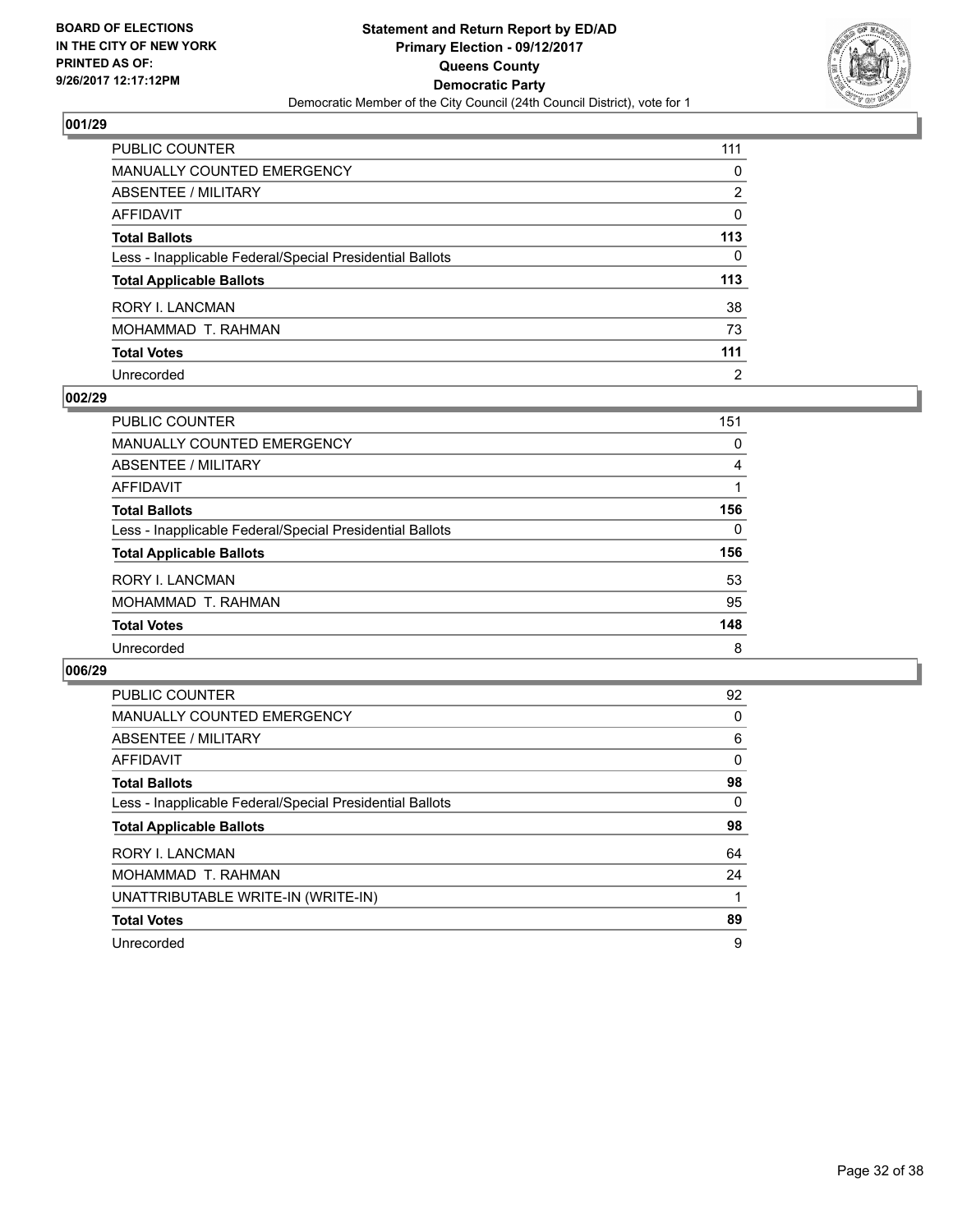BOARD OF ELECTIONS
IN THE CITY OF NEW YORK
PRINTED AS OF:
9/26/2017 12:17:12PM

**Statement and Return Report by ED/AD**
**Primary Election - 09/12/2017**
**Queens County**
**Democratic Party**
Democratic Member of the City Council (24th Council District), vote for 1

## 001/29

| | |
|---|---|
| PUBLIC COUNTER | 111 |
| MANUALLY COUNTED EMERGENCY | 0 |
| ABSENTEE / MILITARY | 2 |
| AFFIDAVIT | 0 |
| **Total Ballots** | **113** |
| Less - Inapplicable Federal/Special Presidential Ballots | 0 |
| **Total Applicable Ballots** | **113** |
| RORY I. LANCMAN | 38 |
| MOHAMMAD T. RAHMAN | 73 |
| **Total Votes** | **111** |
| Unrecorded | 2 |

## 002/29

| | |
|---|---|
| PUBLIC COUNTER | 151 |
| MANUALLY COUNTED EMERGENCY | 0 |
| ABSENTEE / MILITARY | 4 |
| AFFIDAVIT | 1 |
| **Total Ballots** | **156** |
| Less - Inapplicable Federal/Special Presidential Ballots | 0 |
| **Total Applicable Ballots** | **156** |
| RORY I. LANCMAN | 53 |
| MOHAMMAD T. RAHMAN | 95 |
| **Total Votes** | **148** |
| Unrecorded | 8 |

## 006/29

| | |
|---|---|
| PUBLIC COUNTER | 92 |
| MANUALLY COUNTED EMERGENCY | 0 |
| ABSENTEE / MILITARY | 6 |
| AFFIDAVIT | 0 |
| **Total Ballots** | **98** |
| Less - Inapplicable Federal/Special Presidential Ballots | 0 |
| **Total Applicable Ballots** | **98** |
| RORY I. LANCMAN | 64 |
| MOHAMMAD T. RAHMAN | 24 |
| UNATTRIBUTABLE WRITE-IN (WRITE-IN) | 1 |
| **Total Votes** | **89** |
| Unrecorded | 9 |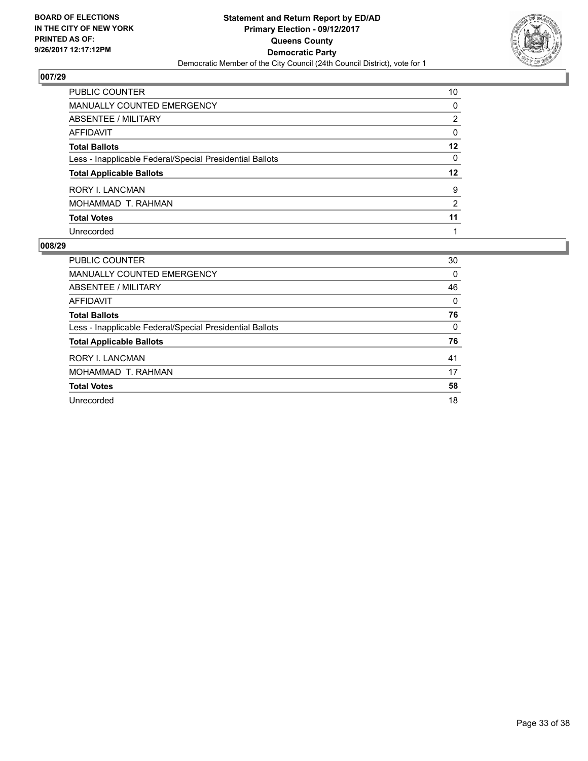**BOARD OF ELECTIONS IN THE CITY OF NEW YORK PRINTED AS OF: 9/26/2017 12:17:12PM**

**Statement and Return Report by ED/AD**
**Primary Election - 09/12/2017**
**Queens County**
**Democratic Party**
Democratic Member of the City Council (24th Council District), vote for 1

## 007/29

| | |
|---|---|
| PUBLIC COUNTER | 10 |
| MANUALLY COUNTED EMERGENCY | 0 |
| ABSENTEE / MILITARY | 2 |
| AFFIDAVIT | 0 |
| **Total Ballots** | **12** |
| Less - Inapplicable Federal/Special Presidential Ballots | 0 |
| **Total Applicable Ballots** | **12** |
| RORY I. LANCMAN | 9 |
| MOHAMMAD T. RAHMAN | 2 |
| **Total Votes** | **11** |
| Unrecorded | 1 |

## 008/29

| | |
|---|---|
| PUBLIC COUNTER | 30 |
| MANUALLY COUNTED EMERGENCY | 0 |
| ABSENTEE / MILITARY | 46 |
| AFFIDAVIT | 0 |
| **Total Ballots** | **76** |
| Less - Inapplicable Federal/Special Presidential Ballots | 0 |
| **Total Applicable Ballots** | **76** |
| RORY I. LANCMAN | 41 |
| MOHAMMAD T. RAHMAN | 17 |
| **Total Votes** | **58** |
| Unrecorded | 18 |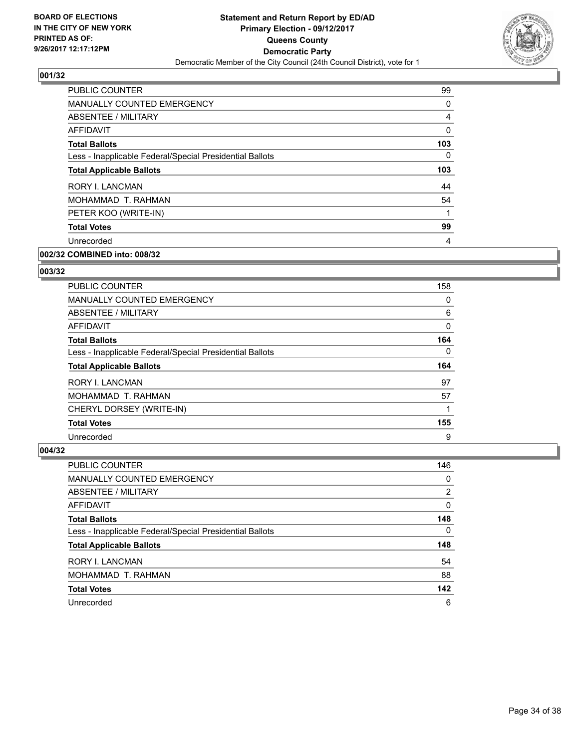BOARD OF ELECTIONS
IN THE CITY OF NEW YORK
PRINTED AS OF:
9/26/2017 12:17:12PM

**Statement and Return Report by ED/AD**
**Primary Election - 09/12/2017**
**Queens County**
**Democratic Party**
Democratic Member of the City Council (24th Council District), vote for 1

### 001/32

| | |
|---|---|
| PUBLIC COUNTER | 99 |
| MANUALLY COUNTED EMERGENCY | 0 |
| ABSENTEE / MILITARY | 4 |
| AFFIDAVIT | 0 |
| **Total Ballots** | **103** |
| Less - Inapplicable Federal/Special Presidential Ballots | 0 |
| **Total Applicable Ballots** | **103** |
| RORY I. LANCMAN | 44 |
| MOHAMMAD T. RAHMAN | 54 |
| PETER KOO (WRITE-IN) | 1 |
| **Total Votes** | **99** |
| Unrecorded | 4 |

### 002/32 COMBINED into: 008/32

### 003/32

| | |
|---|---|
| PUBLIC COUNTER | 158 |
| MANUALLY COUNTED EMERGENCY | 0 |
| ABSENTEE / MILITARY | 6 |
| AFFIDAVIT | 0 |
| **Total Ballots** | **164** |
| Less - Inapplicable Federal/Special Presidential Ballots | 0 |
| **Total Applicable Ballots** | **164** |
| RORY I. LANCMAN | 97 |
| MOHAMMAD T. RAHMAN | 57 |
| CHERYL DORSEY (WRITE-IN) | 1 |
| **Total Votes** | **155** |
| Unrecorded | 9 |

### 004/32

| | |
|---|---|
| PUBLIC COUNTER | 146 |
| MANUALLY COUNTED EMERGENCY | 0 |
| ABSENTEE / MILITARY | 2 |
| AFFIDAVIT | 0 |
| **Total Ballots** | **148** |
| Less - Inapplicable Federal/Special Presidential Ballots | 0 |
| **Total Applicable Ballots** | **148** |
| RORY I. LANCMAN | 54 |
| MOHAMMAD T. RAHMAN | 88 |
| **Total Votes** | **142** |
| Unrecorded | 6 |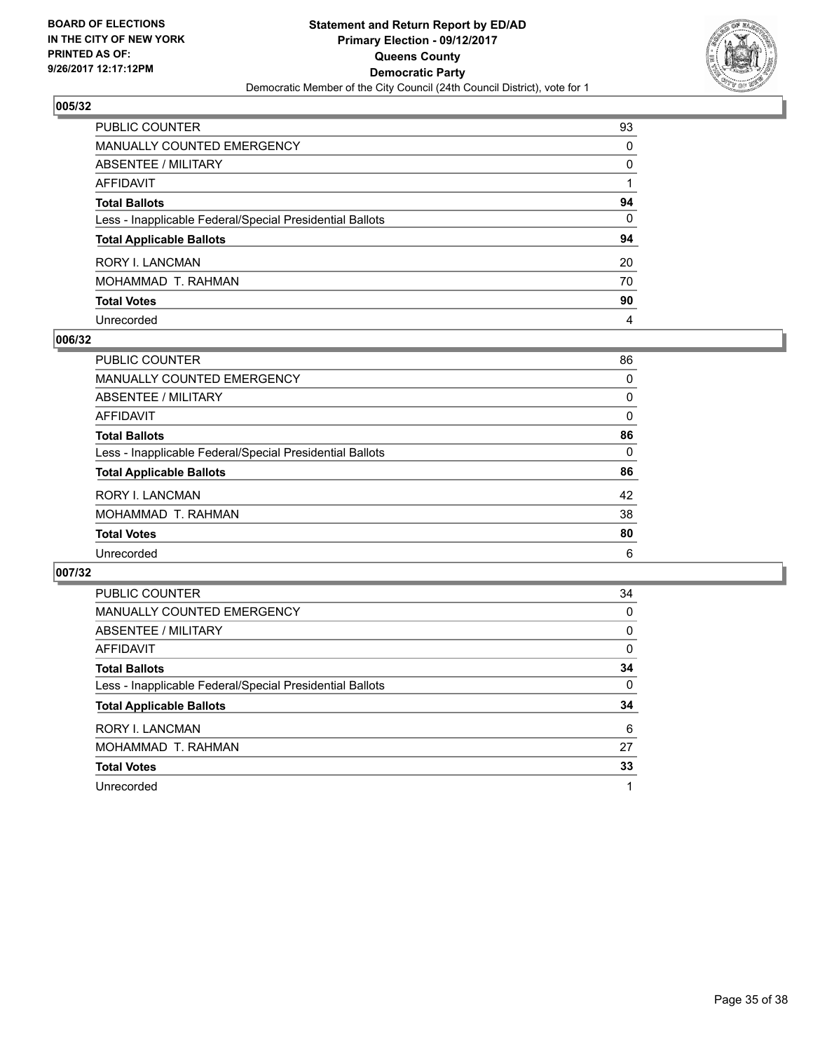**BOARD OF ELECTIONS IN THE CITY OF NEW YORK PRINTED AS OF: 9/26/2017 12:17:12PM**

**Statement and Return Report by ED/AD**
**Primary Election - 09/12/2017**
**Queens County**
**Democratic Party**
Democratic Member of the City Council (24th Council District), vote for 1

### 005/32

| | |
|---|---|
| PUBLIC COUNTER | 93 |
| MANUALLY COUNTED EMERGENCY | 0 |
| ABSENTEE / MILITARY | 0 |
| AFFIDAVIT | 1 |
| **Total Ballots** | **94** |
| Less - Inapplicable Federal/Special Presidential Ballots | 0 |
| **Total Applicable Ballots** | **94** |
| RORY I. LANCMAN | 20 |
| MOHAMMAD T. RAHMAN | 70 |
| **Total Votes** | **90** |
| Unrecorded | 4 |

### 006/32

| | |
|---|---|
| PUBLIC COUNTER | 86 |
| MANUALLY COUNTED EMERGENCY | 0 |
| ABSENTEE / MILITARY | 0 |
| AFFIDAVIT | 0 |
| **Total Ballots** | **86** |
| Less - Inapplicable Federal/Special Presidential Ballots | 0 |
| **Total Applicable Ballots** | **86** |
| RORY I. LANCMAN | 42 |
| MOHAMMAD T. RAHMAN | 38 |
| **Total Votes** | **80** |
| Unrecorded | 6 |

### 007/32

| | |
|---|---|
| PUBLIC COUNTER | 34 |
| MANUALLY COUNTED EMERGENCY | 0 |
| ABSENTEE / MILITARY | 0 |
| AFFIDAVIT | 0 |
| **Total Ballots** | **34** |
| Less - Inapplicable Federal/Special Presidential Ballots | 0 |
| **Total Applicable Ballots** | **34** |
| RORY I. LANCMAN | 6 |
| MOHAMMAD T. RAHMAN | 27 |
| **Total Votes** | **33** |
| Unrecorded | 1 |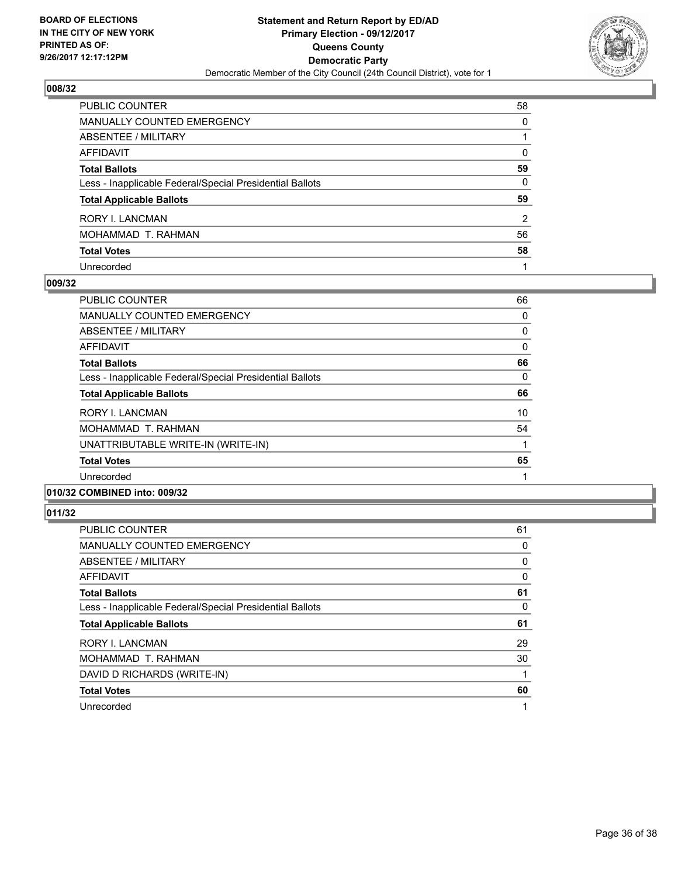BOARD OF ELECTIONS
IN THE CITY OF NEW YORK
PRINTED AS OF:
9/26/2017 12:17:12PM

**Statement and Return Report by ED/AD**
**Primary Election - 09/12/2017**
**Queens County**
**Democratic Party**
Democratic Member of the City Council (24th Council District), vote for 1

### 008/32

| | |
|---|---|
| PUBLIC COUNTER | 58 |
| MANUALLY COUNTED EMERGENCY | 0 |
| ABSENTEE / MILITARY | 1 |
| AFFIDAVIT | 0 |
| **Total Ballots** | **59** |
| Less - Inapplicable Federal/Special Presidential Ballots | 0 |
| **Total Applicable Ballots** | **59** |
| RORY I. LANCMAN | 2 |
| MOHAMMAD T. RAHMAN | 56 |
| **Total Votes** | **58** |
| Unrecorded | 1 |

### 009/32

| | |
|---|---|
| PUBLIC COUNTER | 66 |
| MANUALLY COUNTED EMERGENCY | 0 |
| ABSENTEE / MILITARY | 0 |
| AFFIDAVIT | 0 |
| **Total Ballots** | **66** |
| Less - Inapplicable Federal/Special Presidential Ballots | 0 |
| **Total Applicable Ballots** | **66** |
| RORY I. LANCMAN | 10 |
| MOHAMMAD T. RAHMAN | 54 |
| UNATTRIBUTABLE WRITE-IN (WRITE-IN) | 1 |
| **Total Votes** | **65** |
| Unrecorded | 1 |

### 010/32 COMBINED into: 009/32

### 011/32

| | |
|---|---|
| PUBLIC COUNTER | 61 |
| MANUALLY COUNTED EMERGENCY | 0 |
| ABSENTEE / MILITARY | 0 |
| AFFIDAVIT | 0 |
| **Total Ballots** | **61** |
| Less - Inapplicable Federal/Special Presidential Ballots | 0 |
| **Total Applicable Ballots** | **61** |
| RORY I. LANCMAN | 29 |
| MOHAMMAD T. RAHMAN | 30 |
| DAVID D RICHARDS (WRITE-IN) | 1 |
| **Total Votes** | **60** |
| Unrecorded | 1 |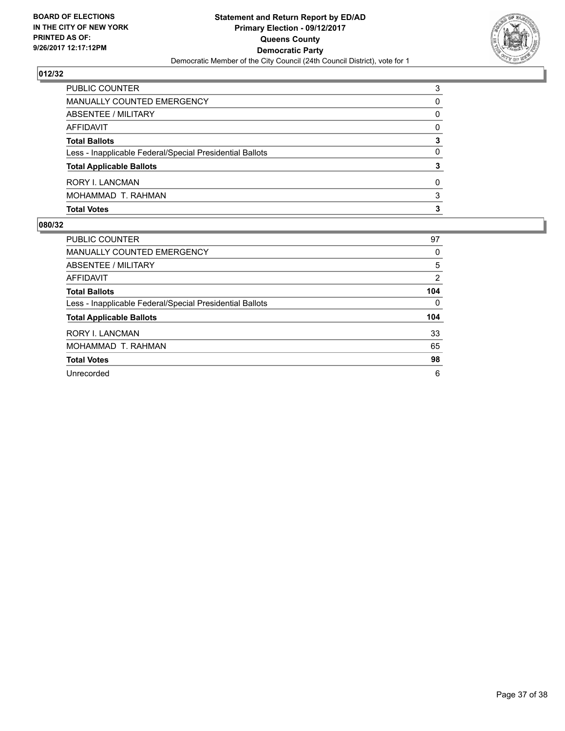**BOARD OF ELECTIONS IN THE CITY OF NEW YORK PRINTED AS OF: 9/26/2017 12:17:12PM**

**Statement and Return Report by ED/AD Primary Election - 09/12/2017 Queens County Democratic Party**

Democratic Member of the City Council (24th Council District), vote for 1

## 012/32

| | |
|---|---|
| PUBLIC COUNTER | 3 |
| MANUALLY COUNTED EMERGENCY | 0 |
| ABSENTEE / MILITARY | 0 |
| AFFIDAVIT | 0 |
| **Total Ballots** | **3** |
| Less - Inapplicable Federal/Special Presidential Ballots | 0 |
| **Total Applicable Ballots** | **3** |
| RORY I. LANCMAN | 0 |
| MOHAMMAD T. RAHMAN | 3 |
| **Total Votes** | **3** |

## 080/32

| | |
|---|---|
| PUBLIC COUNTER | 97 |
| MANUALLY COUNTED EMERGENCY | 0 |
| ABSENTEE / MILITARY | 5 |
| AFFIDAVIT | 2 |
| **Total Ballots** | **104** |
| Less - Inapplicable Federal/Special Presidential Ballots | 0 |
| **Total Applicable Ballots** | **104** |
| RORY I. LANCMAN | 33 |
| MOHAMMAD T. RAHMAN | 65 |
| **Total Votes** | **98** |
| Unrecorded | 6 |